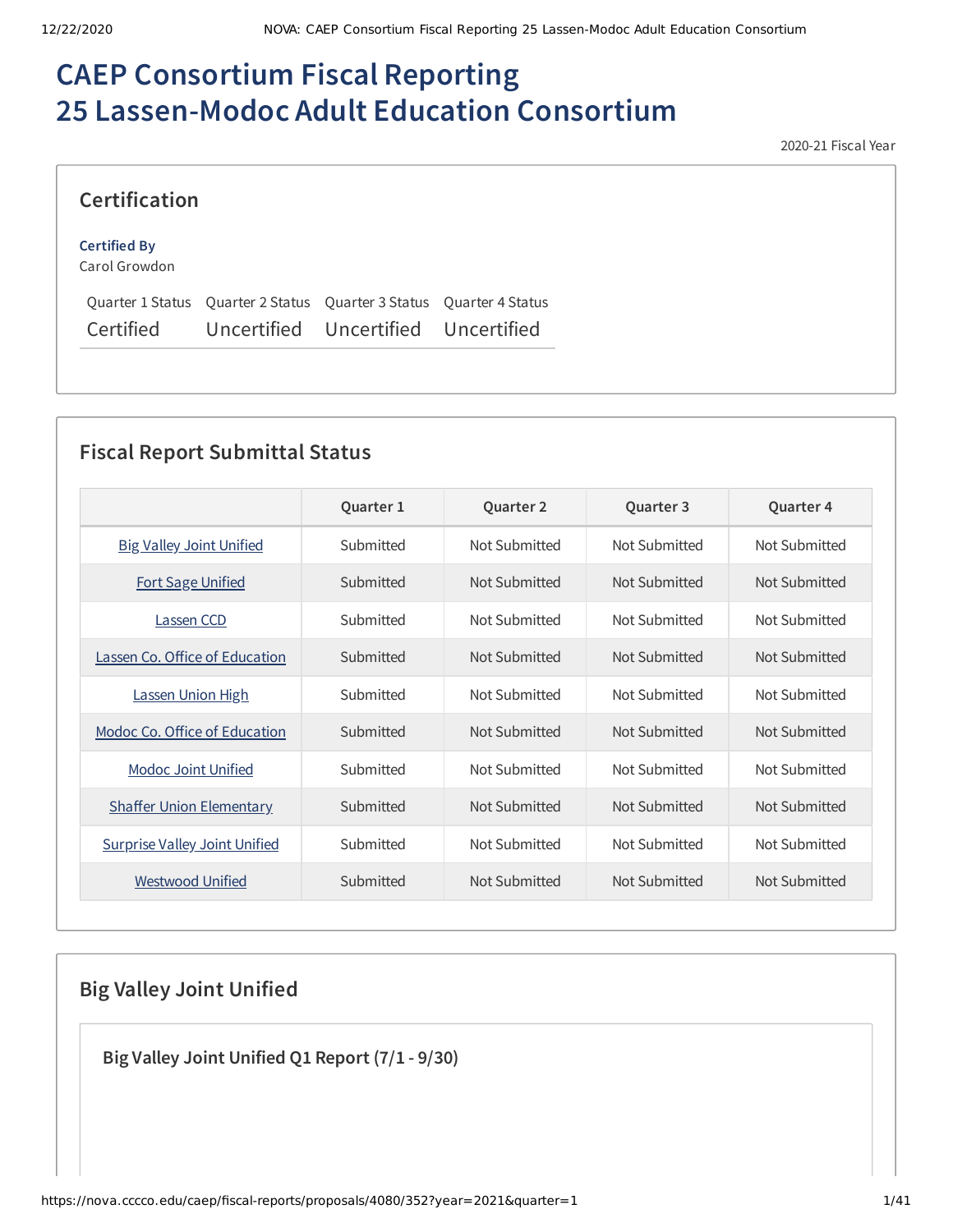# CAEP Consortium Fiscal Reporting
# 25 Lassen-Modoc Adult Education Consortium

2020-21 Fiscal Year

## Certification

**Certified By**
Carol Growdon

| Quarter 1 Status | Quarter 2 Status | Quarter 3 Status | Quarter 4 Status |
|---|---|---|---|
| Certified | Uncertified | Uncertified | Uncertified |

## Fiscal Report Submittal Status

| | Quarter 1 | Quarter 2 | Quarter 3 | Quarter 4 |
|---|---|---|---|---|
| Big Valley Joint Unified | Submitted | Not Submitted | Not Submitted | Not Submitted |
| Fort Sage Unified | Submitted | Not Submitted | Not Submitted | Not Submitted |
| Lassen CCD | Submitted | Not Submitted | Not Submitted | Not Submitted |
| Lassen Co. Office of Education | Submitted | Not Submitted | Not Submitted | Not Submitted |
| Lassen Union High | Submitted | Not Submitted | Not Submitted | Not Submitted |
| Modoc Co. Office of Education | Submitted | Not Submitted | Not Submitted | Not Submitted |
| Modoc Joint Unified | Submitted | Not Submitted | Not Submitted | Not Submitted |
| Shaffer Union Elementary | Submitted | Not Submitted | Not Submitted | Not Submitted |
| Surprise Valley Joint Unified | Submitted | Not Submitted | Not Submitted | Not Submitted |
| Westwood Unified | Submitted | Not Submitted | Not Submitted | Not Submitted |

## Big Valley Joint Unified

### Big Valley Joint Unified Q1 Report (7/1 - 9/30)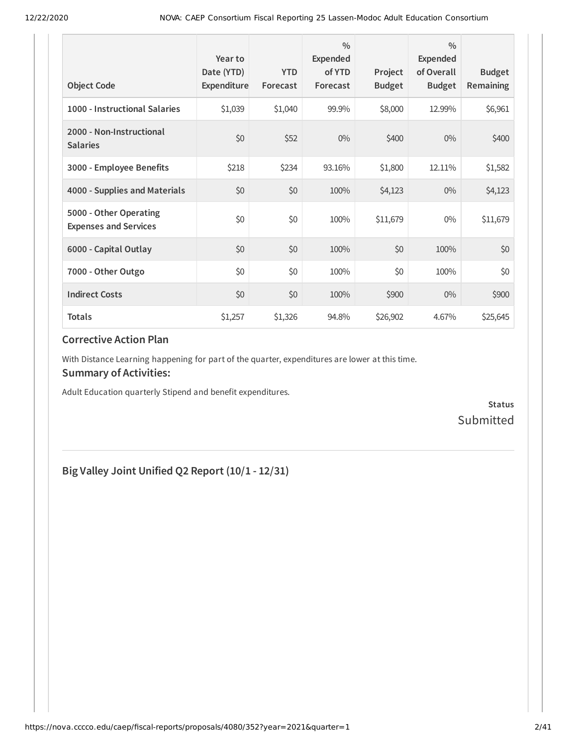| Object Code | Year to Date (YTD) Expenditure | YTD Forecast | % Expended of YTD Forecast | Project Budget | % Expended of Overall Budget | Budget Remaining |
|---|---|---|---|---|---|---|
| **1000 - Instructional Salaries** | $1,039 | $1,040 | 99.9% | $8,000 | 12.99% | $6,961 |
| **2000 - Non-Instructional Salaries** | $0 | $52 | 0% | $400 | 0% | $400 |
| **3000 - Employee Benefits** | $218 | $234 | 93.16% | $1,800 | 12.11% | $1,582 |
| **4000 - Supplies and Materials** | $0 | $0 | 100% | $4,123 | 0% | $4,123 |
| **5000 - Other Operating Expenses and Services** | $0 | $0 | 100% | $11,679 | 0% | $11,679 |
| **6000 - Capital Outlay** | $0 | $0 | 100% | $0 | 100% | $0 |
| **7000 - Other Outgo** | $0 | $0 | 100% | $0 | 100% | $0 |
| **Indirect Costs** | $0 | $0 | 100% | $900 | 0% | $900 |
| **Totals** | $1,257 | $1,326 | 94.8% | $26,902 | 4.67% | $25,645 |

### Corrective Action Plan

With Distance Learning happening for part of the quarter, expenditures are lower at this time.

### Summary of Activities:

Adult Education quarterly Stipend and benefit expenditures.

**Status**
Submitted

## Big Valley Joint Unified Q2 Report (10/1 - 12/31)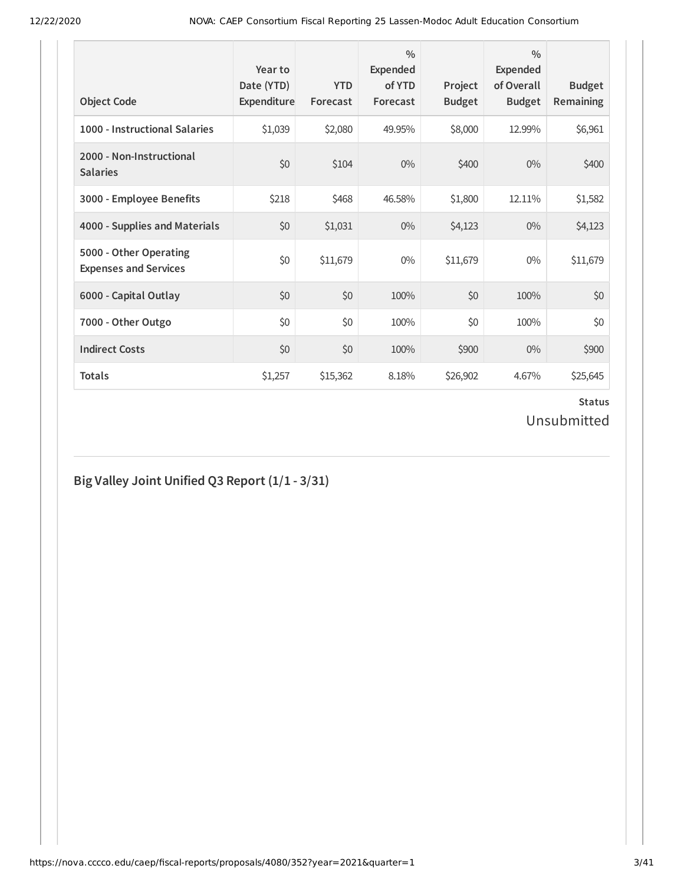| Object Code | Year to Date (YTD) Expenditure | YTD Forecast | % Expended of YTD Forecast | Project Budget | % Expended of Overall Budget | Budget Remaining |
|---|---|---|---|---|---|---|
| 1000 - Instructional Salaries | $1,039 | $2,080 | 49.95% | $8,000 | 12.99% | $6,961 |
| 2000 - Non-Instructional Salaries | $0 | $104 | 0% | $400 | 0% | $400 |
| 3000 - Employee Benefits | $218 | $468 | 46.58% | $1,800 | 12.11% | $1,582 |
| 4000 - Supplies and Materials | $0 | $1,031 | 0% | $4,123 | 0% | $4,123 |
| 5000 - Other Operating Expenses and Services | $0 | $11,679 | 0% | $11,679 | 0% | $11,679 |
| 6000 - Capital Outlay | $0 | $0 | 100% | $0 | 100% | $0 |
| 7000 - Other Outgo | $0 | $0 | 100% | $0 | 100% | $0 |
| Indirect Costs | $0 | $0 | 100% | $900 | 0% | $900 |
| Totals | $1,257 | $15,362 | 8.18% | $26,902 | 4.67% | $25,645 |

**Status**

Unsubmitted

## Big Valley Joint Unified Q3 Report (1/1 - 3/31)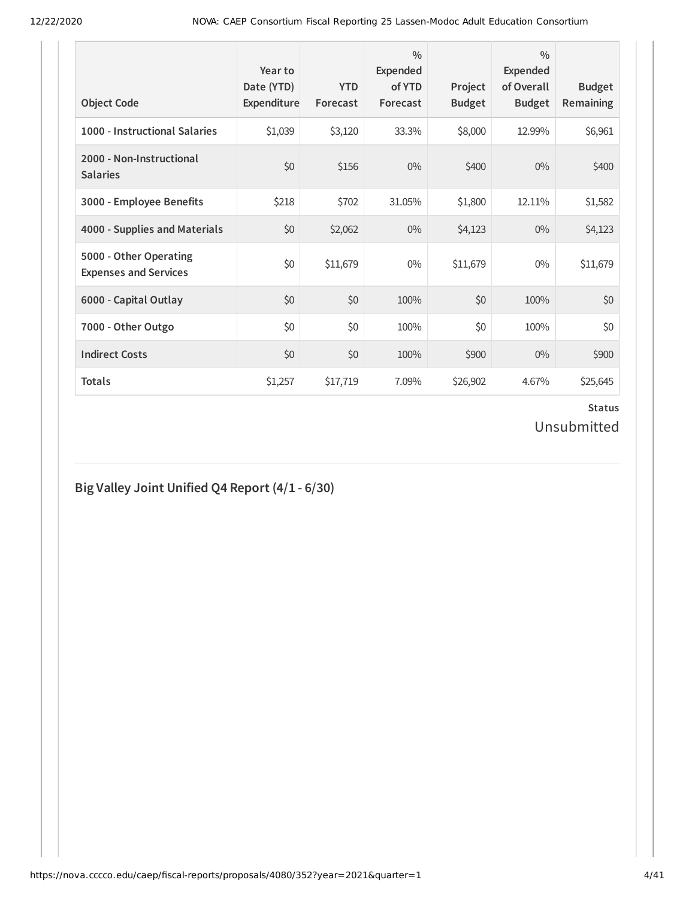| Object Code | Year to Date (YTD) Expenditure | YTD Forecast | % Expended of YTD Forecast | Project Budget | % Expended of Overall Budget | Budget Remaining |
|---|---|---|---|---|---|---|
| 1000 - Instructional Salaries | $1,039 | $3,120 | 33.3% | $8,000 | 12.99% | $6,961 |
| 2000 - Non-Instructional Salaries | $0 | $156 | 0% | $400 | 0% | $400 |
| 3000 - Employee Benefits | $218 | $702 | 31.05% | $1,800 | 12.11% | $1,582 |
| 4000 - Supplies and Materials | $0 | $2,062 | 0% | $4,123 | 0% | $4,123 |
| 5000 - Other Operating Expenses and Services | $0 | $11,679 | 0% | $11,679 | 0% | $11,679 |
| 6000 - Capital Outlay | $0 | $0 | 100% | $0 | 100% | $0 |
| 7000 - Other Outgo | $0 | $0 | 100% | $0 | 100% | $0 |
| Indirect Costs | $0 | $0 | 100% | $900 | 0% | $900 |
| Totals | $1,257 | $17,719 | 7.09% | $26,902 | 4.67% | $25,645 |

**Status**

Unsubmitted

## Big Valley Joint Unified Q4 Report (4/1 - 6/30)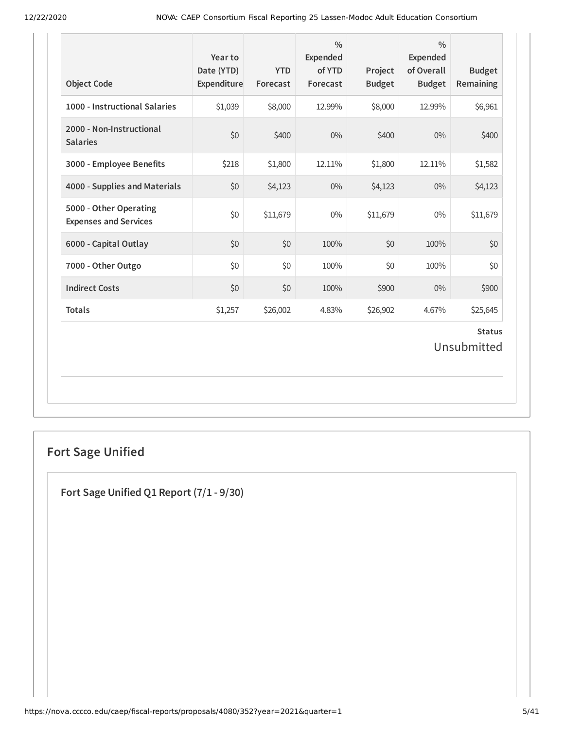| Object Code | Year to Date (YTD) Expenditure | YTD Forecast | % Expended of YTD Forecast | Project Budget | % Expended of Overall Budget | Budget Remaining |
|---|---|---|---|---|---|---|
| 1000 - Instructional Salaries | $1,039 | $8,000 | 12.99% | $8,000 | 12.99% | $6,961 |
| 2000 - Non-Instructional Salaries | $0 | $400 | 0% | $400 | 0% | $400 |
| 3000 - Employee Benefits | $218 | $1,800 | 12.11% | $1,800 | 12.11% | $1,582 |
| 4000 - Supplies and Materials | $0 | $4,123 | 0% | $4,123 | 0% | $4,123 |
| 5000 - Other Operating Expenses and Services | $0 | $11,679 | 0% | $11,679 | 0% | $11,679 |
| 6000 - Capital Outlay | $0 | $0 | 100% | $0 | 100% | $0 |
| 7000 - Other Outgo | $0 | $0 | 100% | $0 | 100% | $0 |
| Indirect Costs | $0 | $0 | 100% | $900 | 0% | $900 |
| Totals | $1,257 | $26,002 | 4.83% | $26,902 | 4.67% | $25,645 |

**Status**

Unsubmitted

## Fort Sage Unified

### Fort Sage Unified Q1 Report (7/1 - 9/30)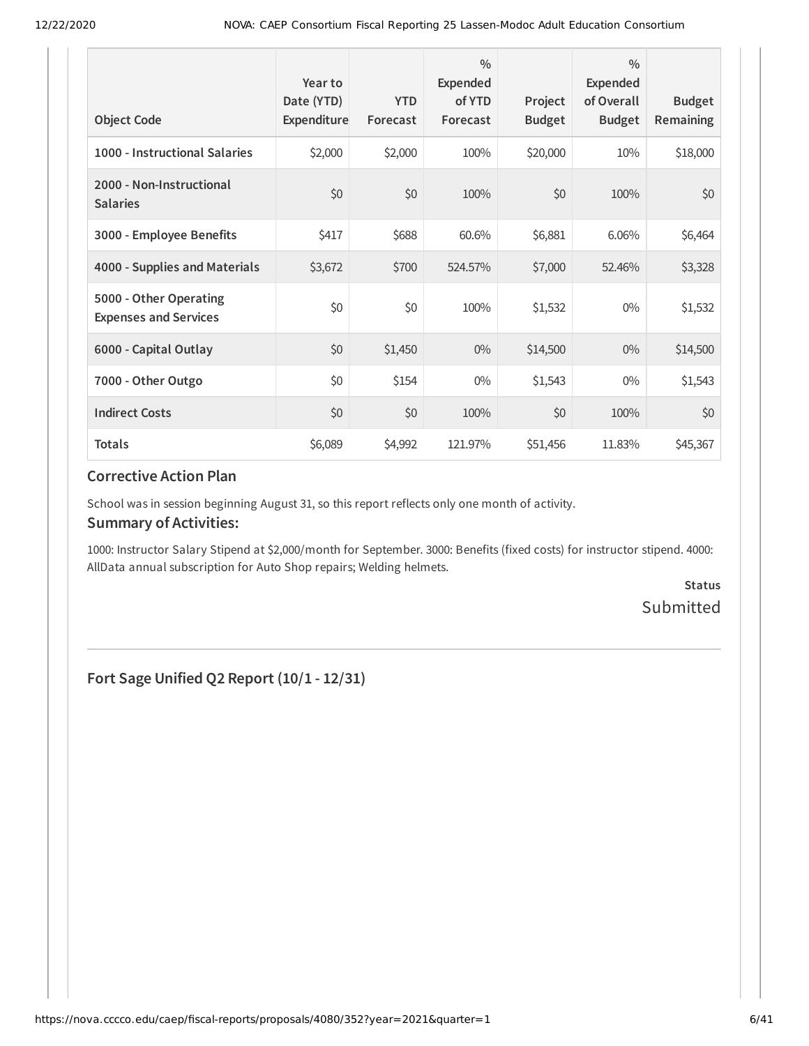| Object Code | Year to Date (YTD) Expenditure | YTD Forecast | % Expended of YTD Forecast | Project Budget | % Expended of Overall Budget | Budget Remaining |
|---|---|---|---|---|---|---|
| 1000 - Instructional Salaries | $2,000 | $2,000 | 100% | $20,000 | 10% | $18,000 |
| 2000 - Non-Instructional Salaries | $0 | $0 | 100% | $0 | 100% | $0 |
| 3000 - Employee Benefits | $417 | $688 | 60.6% | $6,881 | 6.06% | $6,464 |
| 4000 - Supplies and Materials | $3,672 | $700 | 524.57% | $7,000 | 52.46% | $3,328 |
| 5000 - Other Operating Expenses and Services | $0 | $0 | 100% | $1,532 | 0% | $1,532 |
| 6000 - Capital Outlay | $0 | $1,450 | 0% | $14,500 | 0% | $14,500 |
| 7000 - Other Outgo | $0 | $154 | 0% | $1,543 | 0% | $1,543 |
| Indirect Costs | $0 | $0 | 100% | $0 | 100% | $0 |
| Totals | $6,089 | $4,992 | 121.97% | $51,456 | 11.83% | $45,367 |

### Corrective Action Plan

School was in session beginning August 31, so this report reflects only one month of activity.

### Summary of Activities:

1000: Instructor Salary Stipend at $2,000/month for September. 3000: Benefits (fixed costs) for instructor stipend. 4000: AllData annual subscription for Auto Shop repairs; Welding helmets.

**Status**
Submitted

---

## Fort Sage Unified Q2 Report (10/1 - 12/31)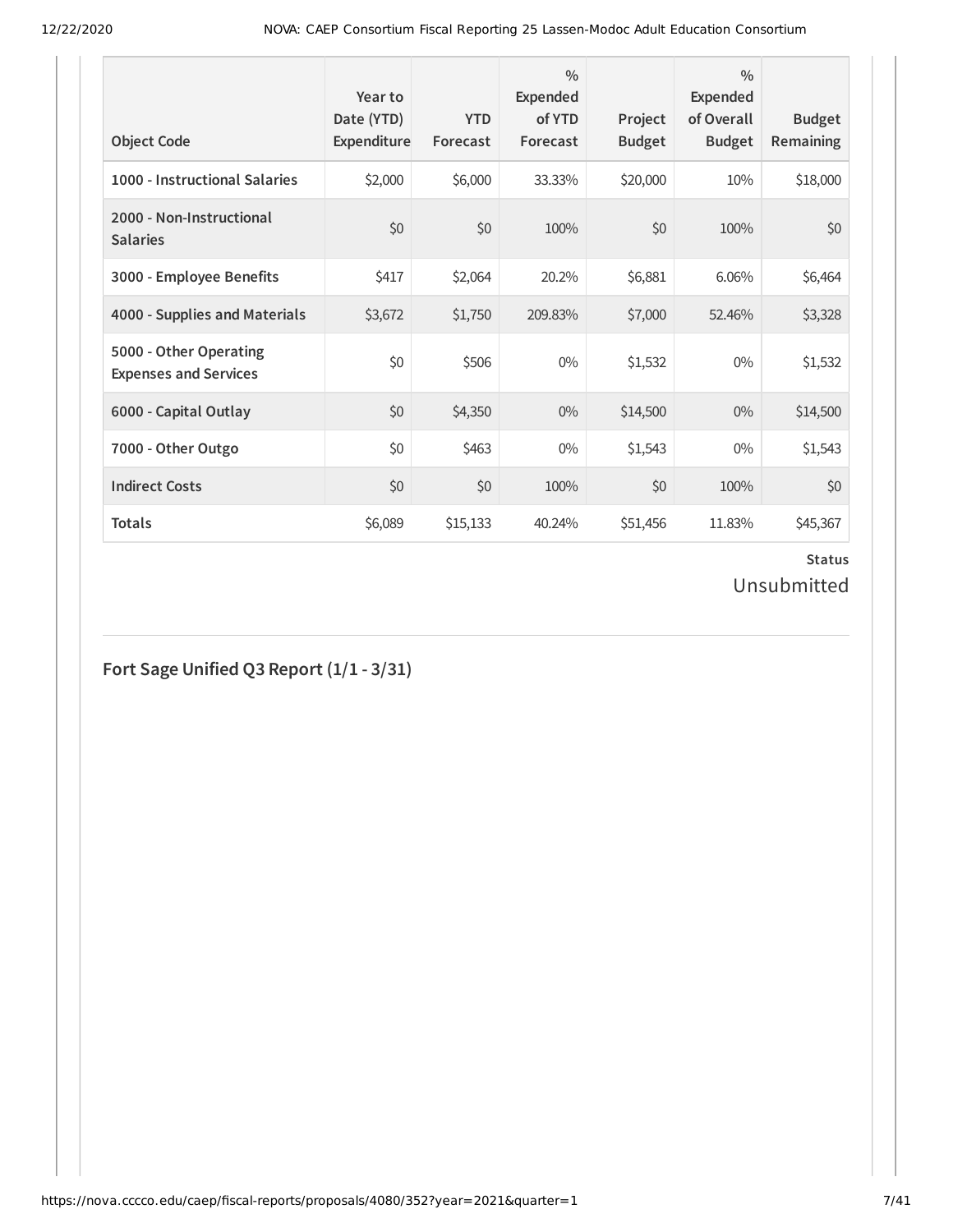| Object Code | Year to Date (YTD) Expenditure | YTD Forecast | % Expended of YTD Forecast | Project Budget | % Expended of Overall Budget | Budget Remaining |
|---|---|---|---|---|---|---|
| **1000 - Instructional Salaries** | $2,000 | $6,000 | 33.33% | $20,000 | 10% | $18,000 |
| **2000 - Non-Instructional Salaries** | $0 | $0 | 100% | $0 | 100% | $0 |
| **3000 - Employee Benefits** | $417 | $2,064 | 20.2% | $6,881 | 6.06% | $6,464 |
| **4000 - Supplies and Materials** | $3,672 | $1,750 | 209.83% | $7,000 | 52.46% | $3,328 |
| **5000 - Other Operating Expenses and Services** | $0 | $506 | 0% | $1,532 | 0% | $1,532 |
| **6000 - Capital Outlay** | $0 | $4,350 | 0% | $14,500 | 0% | $14,500 |
| **7000 - Other Outgo** | $0 | $463 | 0% | $1,543 | 0% | $1,543 |
| **Indirect Costs** | $0 | $0 | 100% | $0 | 100% | $0 |
| **Totals** | $6,089 | $15,133 | 40.24% | $51,456 | 11.83% | $45,367 |

**Status**

Unsubmitted

## Fort Sage Unified Q3 Report (1/1 - 3/31)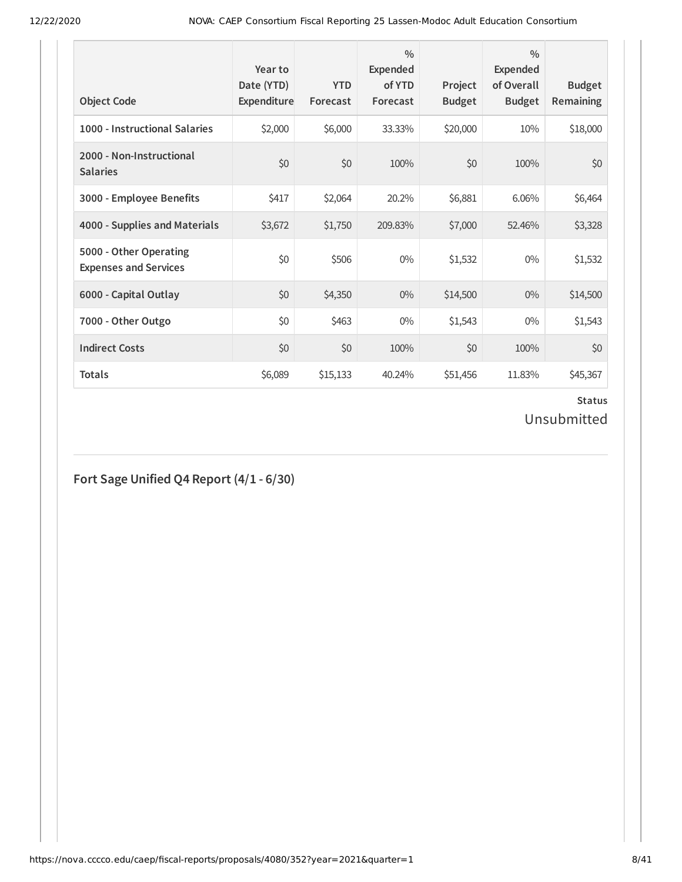| Object Code | Year to Date (YTD) Expenditure | YTD Forecast | % Expended of YTD Forecast | Project Budget | % Expended of Overall Budget | Budget Remaining |
|---|---|---|---|---|---|---|
| **1000 - Instructional Salaries** | $2,000 | $6,000 | 33.33% | $20,000 | 10% | $18,000 |
| **2000 - Non-Instructional Salaries** | $0 | $0 | 100% | $0 | 100% | $0 |
| **3000 - Employee Benefits** | $417 | $2,064 | 20.2% | $6,881 | 6.06% | $6,464 |
| **4000 - Supplies and Materials** | $3,672 | $1,750 | 209.83% | $7,000 | 52.46% | $3,328 |
| **5000 - Other Operating Expenses and Services** | $0 | $506 | 0% | $1,532 | 0% | $1,532 |
| **6000 - Capital Outlay** | $0 | $4,350 | 0% | $14,500 | 0% | $14,500 |
| **7000 - Other Outgo** | $0 | $463 | 0% | $1,543 | 0% | $1,543 |
| **Indirect Costs** | $0 | $0 | 100% | $0 | 100% | $0 |
| **Totals** | $6,089 | $15,133 | 40.24% | $51,456 | 11.83% | $45,367 |

**Status**

Unsubmitted

## Fort Sage Unified Q4 Report (4/1 - 6/30)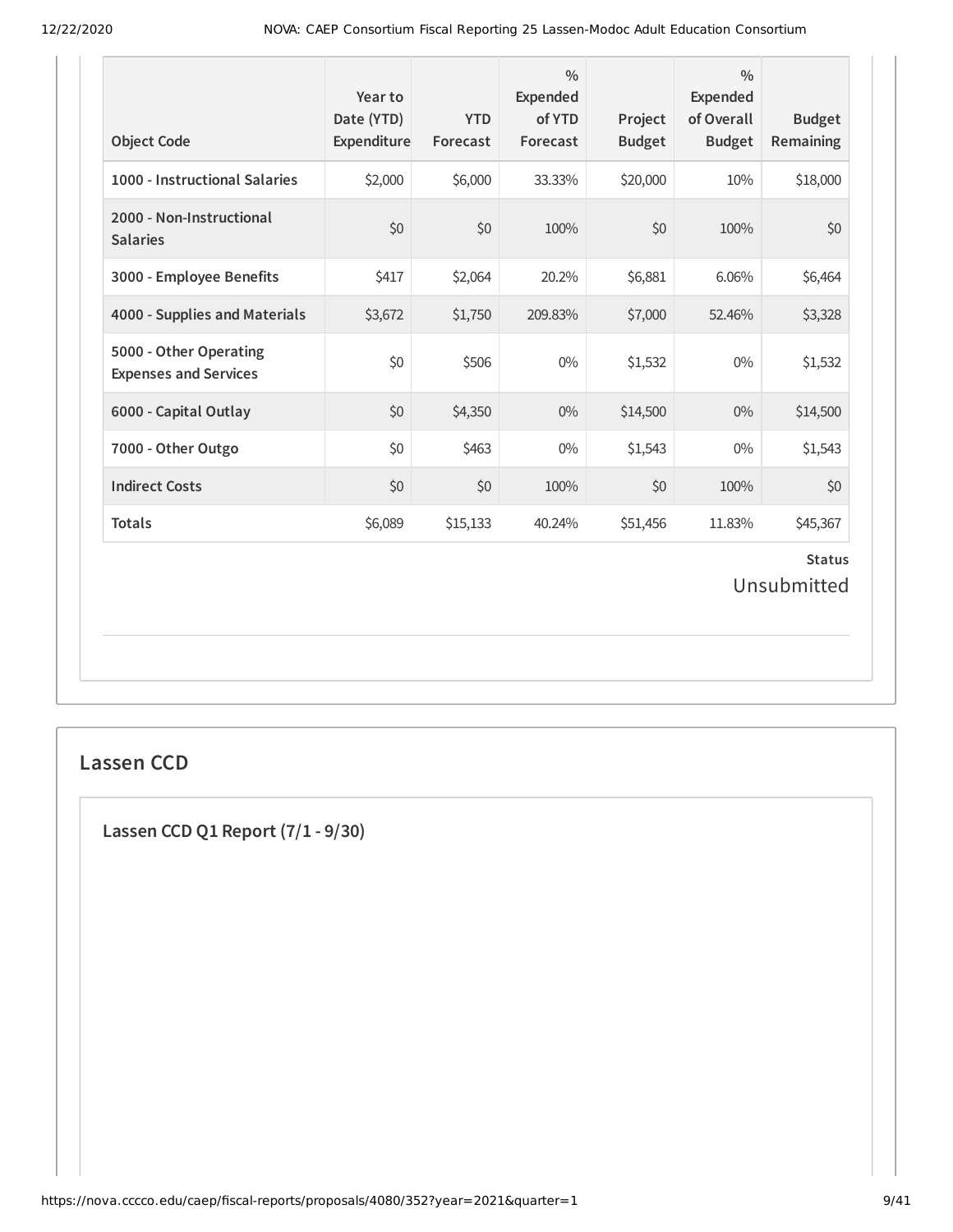| Object Code | Year to Date (YTD) Expenditure | YTD Forecast | % Expended of YTD Forecast | Project Budget | % Expended of Overall Budget | Budget Remaining |
|---|---|---|---|---|---|---|
| 1000 - Instructional Salaries | $2,000 | $6,000 | 33.33% | $20,000 | 10% | $18,000 |
| 2000 - Non-Instructional Salaries | $0 | $0 | 100% | $0 | 100% | $0 |
| 3000 - Employee Benefits | $417 | $2,064 | 20.2% | $6,881 | 6.06% | $6,464 |
| 4000 - Supplies and Materials | $3,672 | $1,750 | 209.83% | $7,000 | 52.46% | $3,328 |
| 5000 - Other Operating Expenses and Services | $0 | $506 | 0% | $1,532 | 0% | $1,532 |
| 6000 - Capital Outlay | $0 | $4,350 | 0% | $14,500 | 0% | $14,500 |
| 7000 - Other Outgo | $0 | $463 | 0% | $1,543 | 0% | $1,543 |
| Indirect Costs | $0 | $0 | 100% | $0 | 100% | $0 |
| Totals | $6,089 | $15,133 | 40.24% | $51,456 | 11.83% | $45,367 |

**Status**

Unsubmitted

## Lassen CCD

### Lassen CCD Q1 Report (7/1 - 9/30)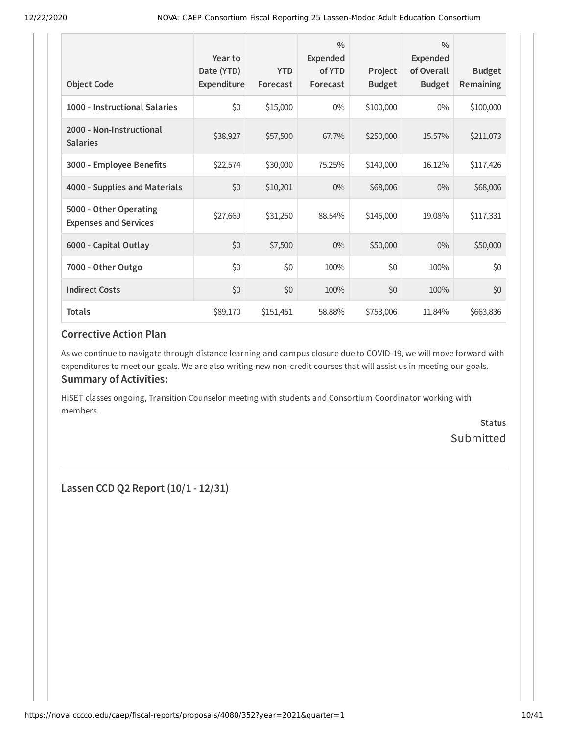| Object Code | Year to Date (YTD) Expenditure | YTD Forecast | % Expended of YTD Forecast | Project Budget | % Expended of Overall Budget | Budget Remaining |
|---|---|---|---|---|---|---|
| **1000 - Instructional Salaries** | $0 | $15,000 | 0% | $100,000 | 0% | $100,000 |
| **2000 - Non-Instructional Salaries** | $38,927 | $57,500 | 67.7% | $250,000 | 15.57% | $211,073 |
| **3000 - Employee Benefits** | $22,574 | $30,000 | 75.25% | $140,000 | 16.12% | $117,426 |
| **4000 - Supplies and Materials** | $0 | $10,201 | 0% | $68,006 | 0% | $68,006 |
| **5000 - Other Operating Expenses and Services** | $27,669 | $31,250 | 88.54% | $145,000 | 19.08% | $117,331 |
| **6000 - Capital Outlay** | $0 | $7,500 | 0% | $50,000 | 0% | $50,000 |
| **7000 - Other Outgo** | $0 | $0 | 100% | $0 | 100% | $0 |
| **Indirect Costs** | $0 | $0 | 100% | $0 | 100% | $0 |
| **Totals** | $89,170 | $151,451 | 58.88% | $753,006 | 11.84% | $663,836 |

## Corrective Action Plan

As we continue to navigate through distance learning and campus closure due to COVID-19, we will move forward with expenditures to meet our goals. We are also writing new non-credit courses that will assist us in meeting our goals.

## Summary of Activities:

HiSET classes ongoing, Transition Counselor meeting with students and Consortium Coordinator working with members.

**Status**
Submitted

## Lassen CCD Q2 Report (10/1 - 12/31)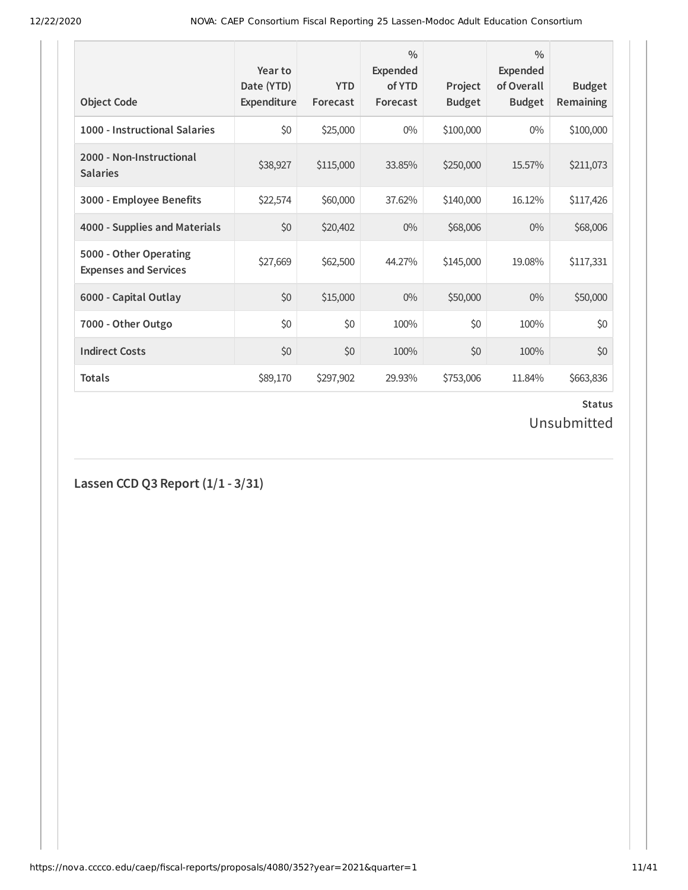| Object Code | Year to Date (YTD) Expenditure | YTD Forecast | % Expended of YTD Forecast | Project Budget | % Expended of Overall Budget | Budget Remaining |
|---|---|---|---|---|---|---|
| 1000 - Instructional Salaries | $0 | $25,000 | 0% | $100,000 | 0% | $100,000 |
| 2000 - Non-Instructional Salaries | $38,927 | $115,000 | 33.85% | $250,000 | 15.57% | $211,073 |
| 3000 - Employee Benefits | $22,574 | $60,000 | 37.62% | $140,000 | 16.12% | $117,426 |
| 4000 - Supplies and Materials | $0 | $20,402 | 0% | $68,006 | 0% | $68,006 |
| 5000 - Other Operating Expenses and Services | $27,669 | $62,500 | 44.27% | $145,000 | 19.08% | $117,331 |
| 6000 - Capital Outlay | $0 | $15,000 | 0% | $50,000 | 0% | $50,000 |
| 7000 - Other Outgo | $0 | $0 | 100% | $0 | 100% | $0 |
| Indirect Costs | $0 | $0 | 100% | $0 | 100% | $0 |
| Totals | $89,170 | $297,902 | 29.93% | $753,006 | 11.84% | $663,836 |

**Status**

Unsubmitted

## Lassen CCD Q3 Report (1/1 - 3/31)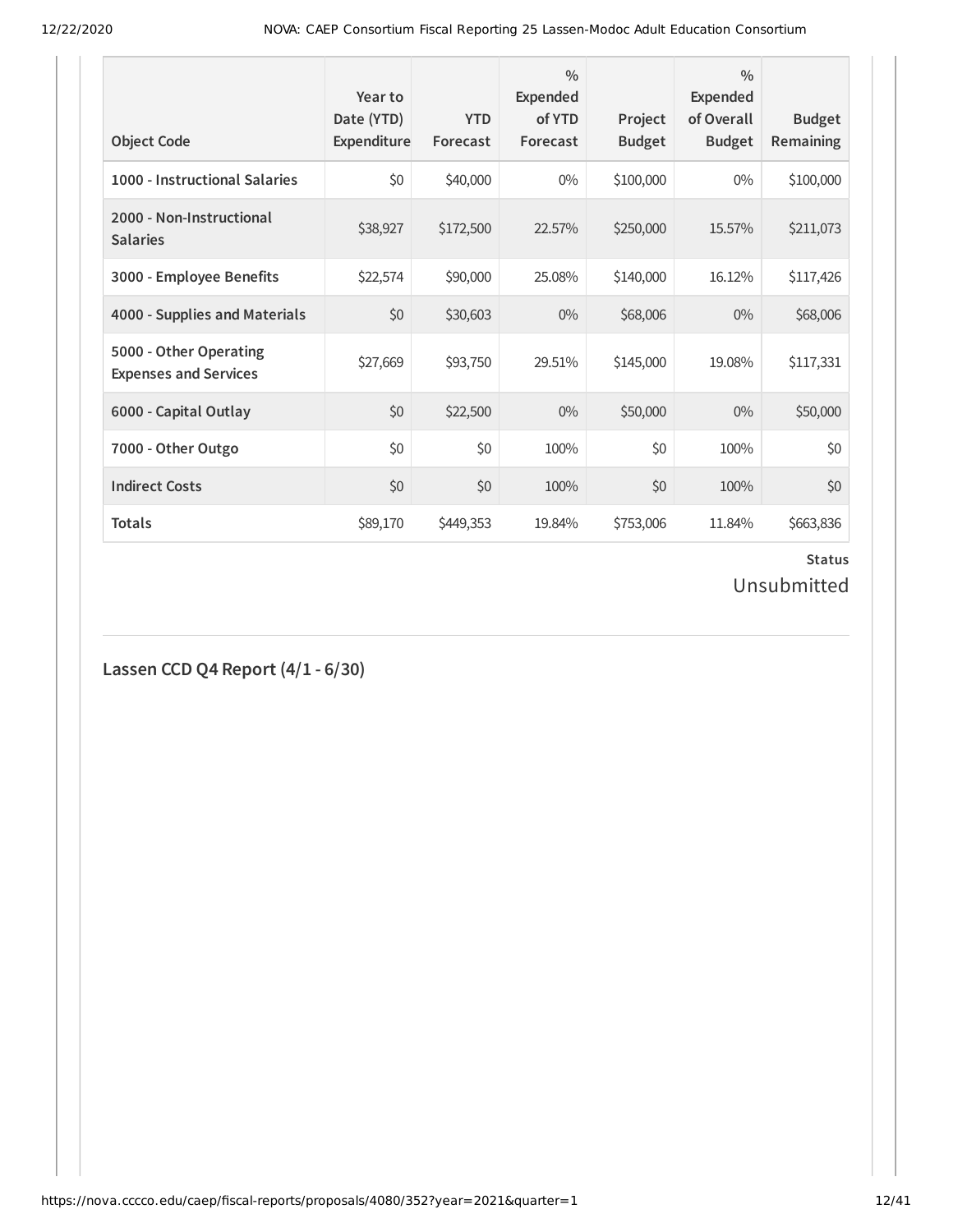| Object Code | Year to Date (YTD) Expenditure | YTD Forecast | % Expended of YTD Forecast | Project Budget | % Expended of Overall Budget | Budget Remaining |
|---|---|---|---|---|---|---|
| 1000 - Instructional Salaries | $0 | $40,000 | 0% | $100,000 | 0% | $100,000 |
| 2000 - Non-Instructional Salaries | $38,927 | $172,500 | 22.57% | $250,000 | 15.57% | $211,073 |
| 3000 - Employee Benefits | $22,574 | $90,000 | 25.08% | $140,000 | 16.12% | $117,426 |
| 4000 - Supplies and Materials | $0 | $30,603 | 0% | $68,006 | 0% | $68,006 |
| 5000 - Other Operating Expenses and Services | $27,669 | $93,750 | 29.51% | $145,000 | 19.08% | $117,331 |
| 6000 - Capital Outlay | $0 | $22,500 | 0% | $50,000 | 0% | $50,000 |
| 7000 - Other Outgo | $0 | $0 | 100% | $0 | 100% | $0 |
| Indirect Costs | $0 | $0 | 100% | $0 | 100% | $0 |
| Totals | $89,170 | $449,353 | 19.84% | $753,006 | 11.84% | $663,836 |

**Status**

Unsubmitted

## Lassen CCD Q4 Report (4/1 - 6/30)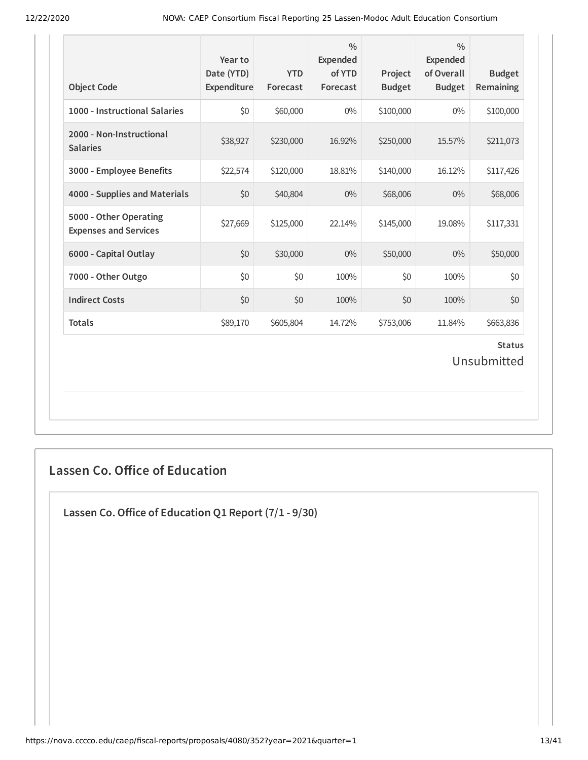| Object Code | Year to Date (YTD) Expenditure | YTD Forecast | % Expended of YTD Forecast | Project Budget | % Expended of Overall Budget | Budget Remaining |
|---|---|---|---|---|---|---|
| 1000 - Instructional Salaries | $0 | $60,000 | 0% | $100,000 | 0% | $100,000 |
| 2000 - Non-Instructional Salaries | $38,927 | $230,000 | 16.92% | $250,000 | 15.57% | $211,073 |
| 3000 - Employee Benefits | $22,574 | $120,000 | 18.81% | $140,000 | 16.12% | $117,426 |
| 4000 - Supplies and Materials | $0 | $40,804 | 0% | $68,006 | 0% | $68,006 |
| 5000 - Other Operating Expenses and Services | $27,669 | $125,000 | 22.14% | $145,000 | 19.08% | $117,331 |
| 6000 - Capital Outlay | $0 | $30,000 | 0% | $50,000 | 0% | $50,000 |
| 7000 - Other Outgo | $0 | $0 | 100% | $0 | 100% | $0 |
| Indirect Costs | $0 | $0 | 100% | $0 | 100% | $0 |
| **Totals** | $89,170 | $605,804 | 14.72% | $753,006 | 11.84% | $663,836 |

**Status**

Unsubmitted

## Lassen Co. Office of Education

### Lassen Co. Office of Education Q1 Report (7/1 - 9/30)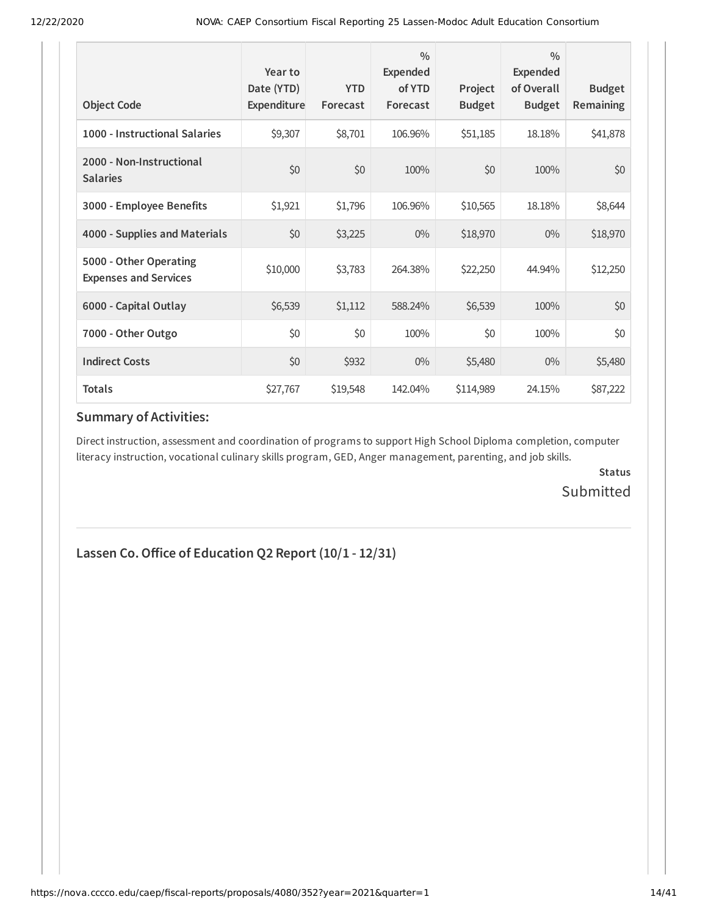| Object Code | Year to Date (YTD) Expenditure | YTD Forecast | % Expended of YTD Forecast | Project Budget | % Expended of Overall Budget | Budget Remaining |
|---|---|---|---|---|---|---|
| 1000 - Instructional Salaries | $9,307 | $8,701 | 106.96% | $51,185 | 18.18% | $41,878 |
| 2000 - Non-Instructional Salaries | $0 | $0 | 100% | $0 | 100% | $0 |
| 3000 - Employee Benefits | $1,921 | $1,796 | 106.96% | $10,565 | 18.18% | $8,644 |
| 4000 - Supplies and Materials | $0 | $3,225 | 0% | $18,970 | 0% | $18,970 |
| 5000 - Other Operating Expenses and Services | $10,000 | $3,783 | 264.38% | $22,250 | 44.94% | $12,250 |
| 6000 - Capital Outlay | $6,539 | $1,112 | 588.24% | $6,539 | 100% | $0 |
| 7000 - Other Outgo | $0 | $0 | 100% | $0 | 100% | $0 |
| Indirect Costs | $0 | $932 | 0% | $5,480 | 0% | $5,480 |
| Totals | $27,767 | $19,548 | 142.04% | $114,989 | 24.15% | $87,222 |

### Summary of Activities:

Direct instruction, assessment and coordination of programs to support High School Diploma completion, computer literacy instruction, vocational culinary skills program, GED, Anger management, parenting, and job skills.

**Status**

Submitted

## Lassen Co. Office of Education Q2 Report (10/1 - 12/31)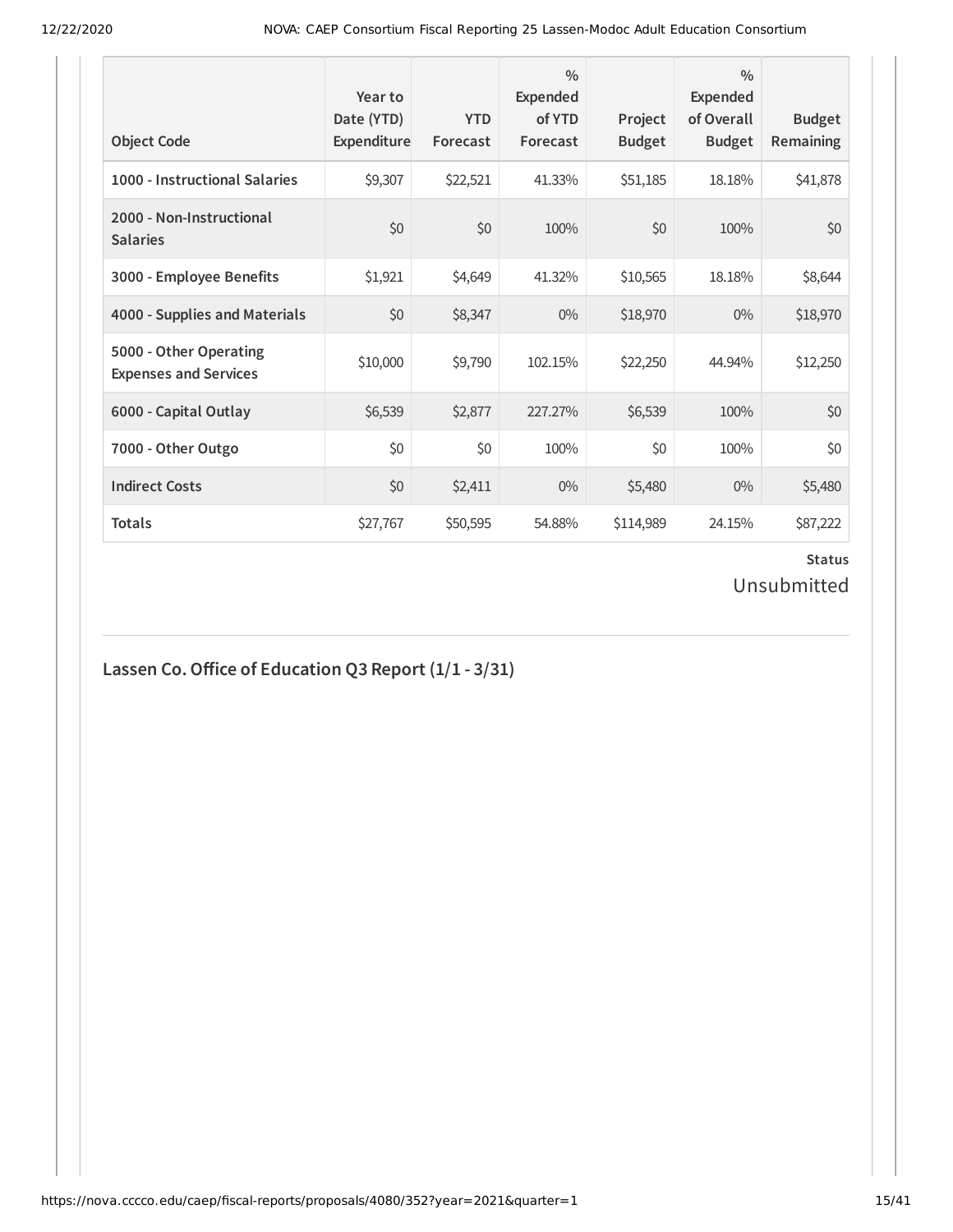| Object Code | Year to Date (YTD) Expenditure | YTD Forecast | % Expended of YTD Forecast | Project Budget | % Expended of Overall Budget | Budget Remaining |
|---|---|---|---|---|---|---|
| **1000 - Instructional Salaries** | $9,307 | $22,521 | 41.33% | $51,185 | 18.18% | $41,878 |
| **2000 - Non-Instructional Salaries** | $0 | $0 | 100% | $0 | 100% | $0 |
| **3000 - Employee Benefits** | $1,921 | $4,649 | 41.32% | $10,565 | 18.18% | $8,644 |
| **4000 - Supplies and Materials** | $0 | $8,347 | 0% | $18,970 | 0% | $18,970 |
| **5000 - Other Operating Expenses and Services** | $10,000 | $9,790 | 102.15% | $22,250 | 44.94% | $12,250 |
| **6000 - Capital Outlay** | $6,539 | $2,877 | 227.27% | $6,539 | 100% | $0 |
| **7000 - Other Outgo** | $0 | $0 | 100% | $0 | 100% | $0 |
| **Indirect Costs** | $0 | $2,411 | 0% | $5,480 | 0% | $5,480 |
| **Totals** | $27,767 | $50,595 | 54.88% | $114,989 | 24.15% | $87,222 |

**Status**

Unsubmitted

## Lassen Co. Office of Education Q3 Report (1/1 - 3/31)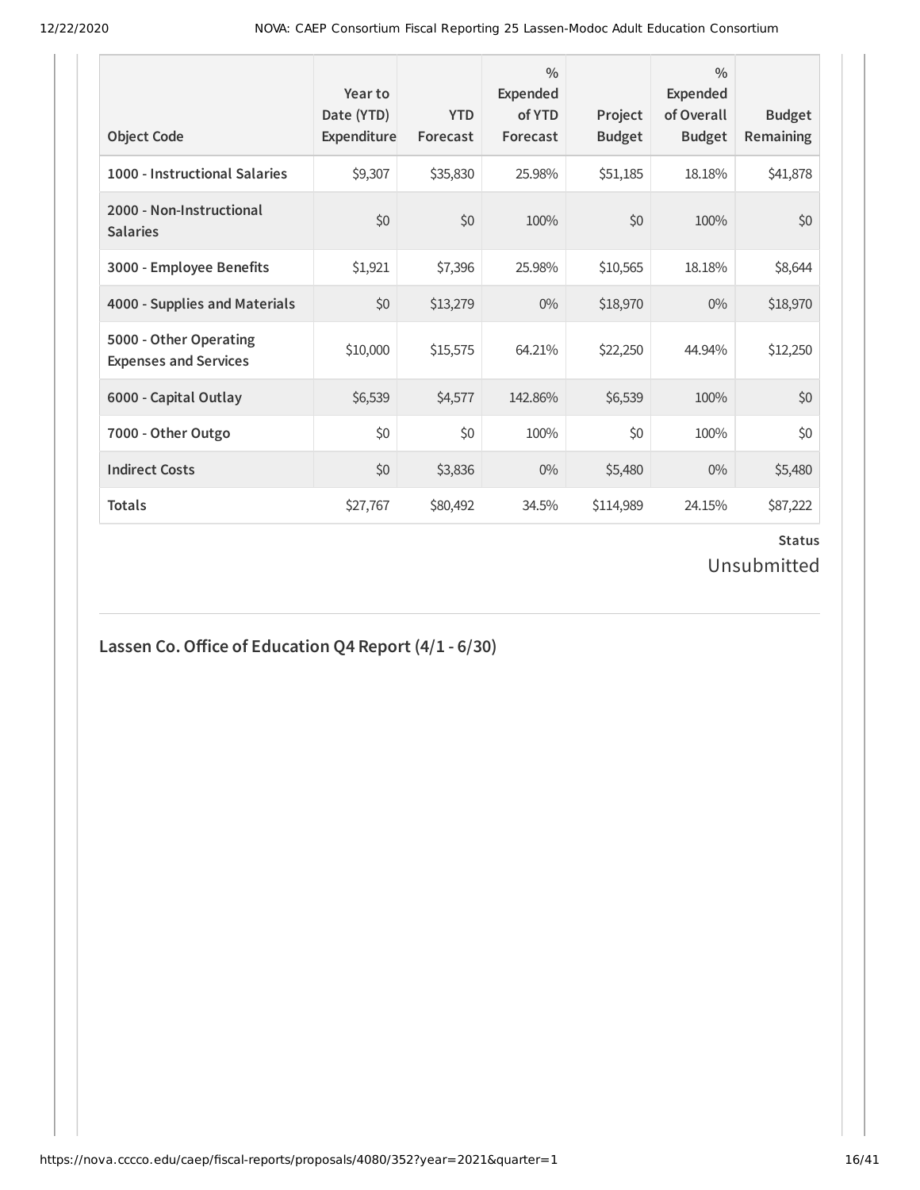| Object Code | Year to Date (YTD) Expenditure | YTD Forecast | % Expended of YTD Forecast | Project Budget | % Expended of Overall Budget | Budget Remaining |
|---|---|---|---|---|---|---|
| 1000 - Instructional Salaries | $9,307 | $35,830 | 25.98% | $51,185 | 18.18% | $41,878 |
| 2000 - Non-Instructional Salaries | $0 | $0 | 100% | $0 | 100% | $0 |
| 3000 - Employee Benefits | $1,921 | $7,396 | 25.98% | $10,565 | 18.18% | $8,644 |
| 4000 - Supplies and Materials | $0 | $13,279 | 0% | $18,970 | 0% | $18,970 |
| 5000 - Other Operating Expenses and Services | $10,000 | $15,575 | 64.21% | $22,250 | 44.94% | $12,250 |
| 6000 - Capital Outlay | $6,539 | $4,577 | 142.86% | $6,539 | 100% | $0 |
| 7000 - Other Outgo | $0 | $0 | 100% | $0 | 100% | $0 |
| Indirect Costs | $0 | $3,836 | 0% | $5,480 | 0% | $5,480 |
| Totals | $27,767 | $80,492 | 34.5% | $114,989 | 24.15% | $87,222 |

**Status**

Unsubmitted

## Lassen Co. Office of Education Q4 Report (4/1 - 6/30)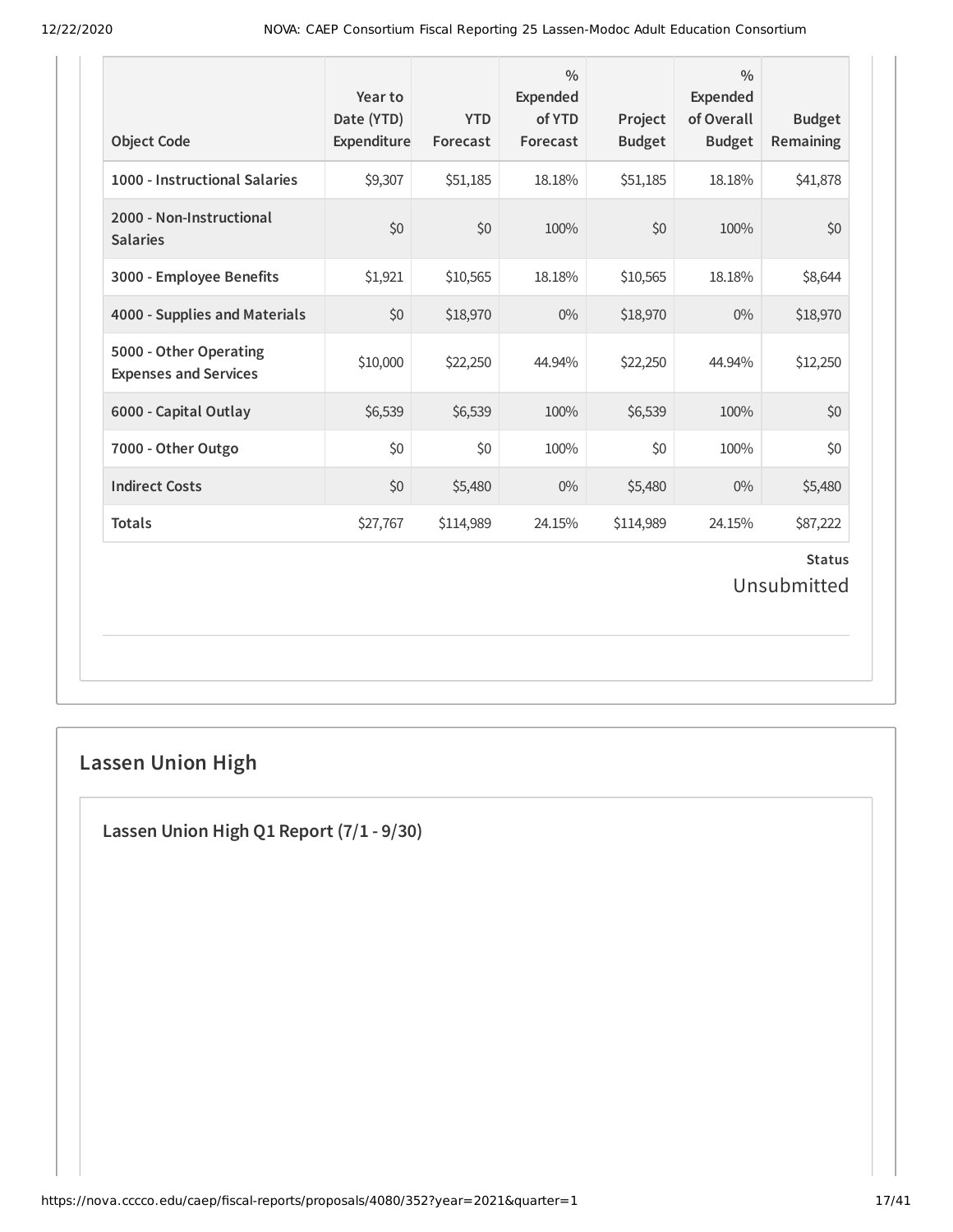| Object Code | Year to Date (YTD) Expenditure | YTD Forecast | % Expended of YTD Forecast | Project Budget | % Expended of Overall Budget | Budget Remaining |
|---|---|---|---|---|---|---|
| 1000 - Instructional Salaries | $9,307 | $51,185 | 18.18% | $51,185 | 18.18% | $41,878 |
| 2000 - Non-Instructional Salaries | $0 | $0 | 100% | $0 | 100% | $0 |
| 3000 - Employee Benefits | $1,921 | $10,565 | 18.18% | $10,565 | 18.18% | $8,644 |
| 4000 - Supplies and Materials | $0 | $18,970 | 0% | $18,970 | 0% | $18,970 |
| 5000 - Other Operating Expenses and Services | $10,000 | $22,250 | 44.94% | $22,250 | 44.94% | $12,250 |
| 6000 - Capital Outlay | $6,539 | $6,539 | 100% | $6,539 | 100% | $0 |
| 7000 - Other Outgo | $0 | $0 | 100% | $0 | 100% | $0 |
| Indirect Costs | $0 | $5,480 | 0% | $5,480 | 0% | $5,480 |
| Totals | $27,767 | $114,989 | 24.15% | $114,989 | 24.15% | $87,222 |

**Status**

Unsubmitted

## Lassen Union High

### Lassen Union High Q1 Report (7/1 - 9/30)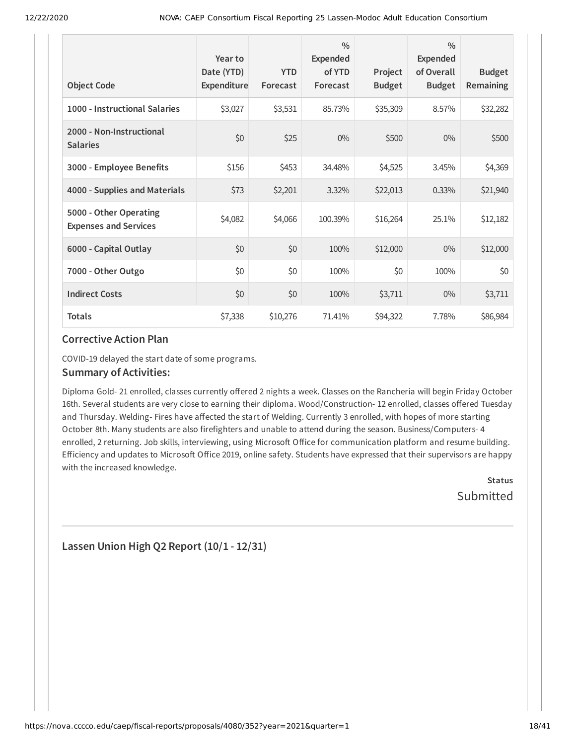| Object Code | Year to Date (YTD) Expenditure | YTD Forecast | % Expended of YTD Forecast | Project Budget | % Expended of Overall Budget | Budget Remaining |
|---|---|---|---|---|---|---|
| 1000 - Instructional Salaries | $3,027 | $3,531 | 85.73% | $35,309 | 8.57% | $32,282 |
| 2000 - Non-Instructional Salaries | $0 | $25 | 0% | $500 | 0% | $500 |
| 3000 - Employee Benefits | $156 | $453 | 34.48% | $4,525 | 3.45% | $4,369 |
| 4000 - Supplies and Materials | $73 | $2,201 | 3.32% | $22,013 | 0.33% | $21,940 |
| 5000 - Other Operating Expenses and Services | $4,082 | $4,066 | 100.39% | $16,264 | 25.1% | $12,182 |
| 6000 - Capital Outlay | $0 | $0 | 100% | $12,000 | 0% | $12,000 |
| 7000 - Other Outgo | $0 | $0 | 100% | $0 | 100% | $0 |
| Indirect Costs | $0 | $0 | 100% | $3,711 | 0% | $3,711 |
| **Totals** | $7,338 | $10,276 | 71.41% | $94,322 | 7.78% | $86,984 |

### Corrective Action Plan

COVID-19 delayed the start date of some programs.

### Summary of Activities:

Diploma Gold- 21 enrolled, classes currently offered 2 nights a week. Classes on the Rancheria will begin Friday October 16th. Several students are very close to earning their diploma. Wood/Construction- 12 enrolled, classes offered Tuesday and Thursday. Welding- Fires have affected the start of Welding. Currently 3 enrolled, with hopes of more starting October 8th. Many students are also firefighters and unable to attend during the season. Business/Computers- 4 enrolled, 2 returning. Job skills, interviewing, using Microsoft Office for communication platform and resume building. Efficiency and updates to Microsoft Office 2019, online safety. Students have expressed that their supervisors are happy with the increased knowledge.

**Status**
Submitted

---

## Lassen Union High Q2 Report (10/1 - 12/31)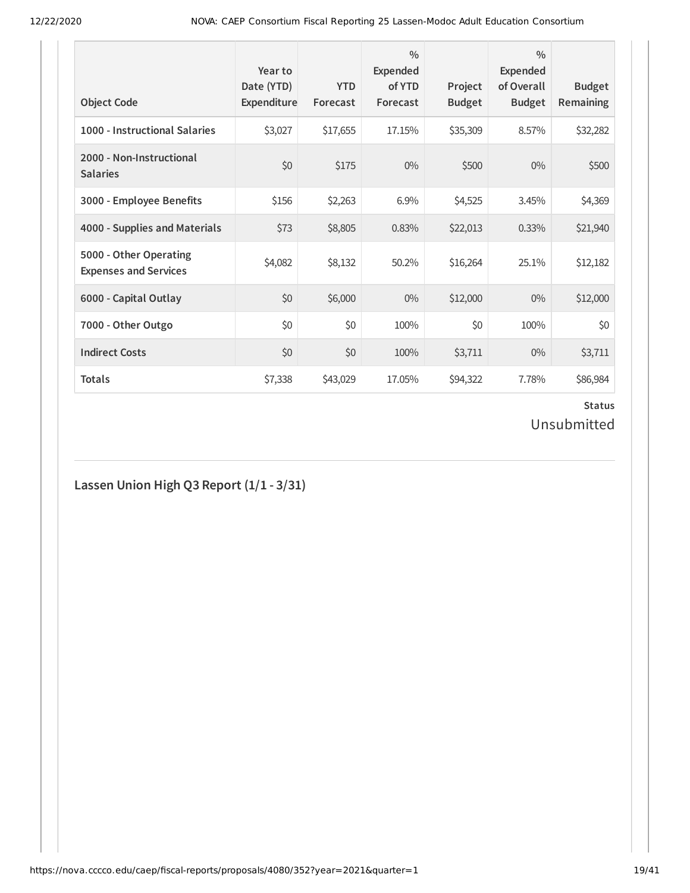| Object Code | Year to Date (YTD) Expenditure | YTD Forecast | % Expended of YTD Forecast | Project Budget | % Expended of Overall Budget | Budget Remaining |
|---|---|---|---|---|---|---|
| 1000 - Instructional Salaries | $3,027 | $17,655 | 17.15% | $35,309 | 8.57% | $32,282 |
| 2000 - Non-Instructional Salaries | $0 | $175 | 0% | $500 | 0% | $500 |
| 3000 - Employee Benefits | $156 | $2,263 | 6.9% | $4,525 | 3.45% | $4,369 |
| 4000 - Supplies and Materials | $73 | $8,805 | 0.83% | $22,013 | 0.33% | $21,940 |
| 5000 - Other Operating Expenses and Services | $4,082 | $8,132 | 50.2% | $16,264 | 25.1% | $12,182 |
| 6000 - Capital Outlay | $0 | $6,000 | 0% | $12,000 | 0% | $12,000 |
| 7000 - Other Outgo | $0 | $0 | 100% | $0 | 100% | $0 |
| Indirect Costs | $0 | $0 | 100% | $3,711 | 0% | $3,711 |
| Totals | $7,338 | $43,029 | 17.05% | $94,322 | 7.78% | $86,984 |

**Status**

Unsubmitted

## Lassen Union High Q3 Report (1/1 - 3/31)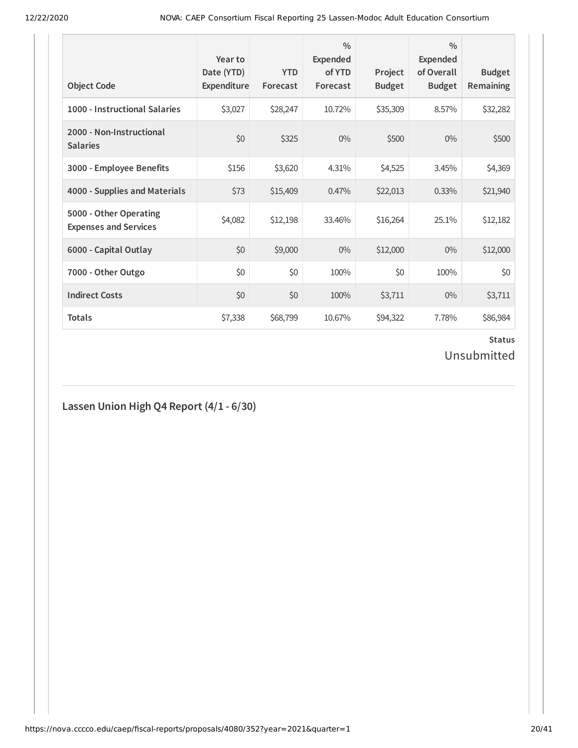| Object Code | Year to Date (YTD) Expenditure | YTD Forecast | % Expended of YTD Forecast | Project Budget | % Expended of Overall Budget | Budget Remaining |
|---|---|---|---|---|---|---|
| 1000 - Instructional Salaries | $3,027 | $28,247 | 10.72% | $35,309 | 8.57% | $32,282 |
| 2000 - Non-Instructional Salaries | $0 | $325 | 0% | $500 | 0% | $500 |
| 3000 - Employee Benefits | $156 | $3,620 | 4.31% | $4,525 | 3.45% | $4,369 |
| 4000 - Supplies and Materials | $73 | $15,409 | 0.47% | $22,013 | 0.33% | $21,940 |
| 5000 - Other Operating Expenses and Services | $4,082 | $12,198 | 33.46% | $16,264 | 25.1% | $12,182 |
| 6000 - Capital Outlay | $0 | $9,000 | 0% | $12,000 | 0% | $12,000 |
| 7000 - Other Outgo | $0 | $0 | 100% | $0 | 100% | $0 |
| Indirect Costs | $0 | $0 | 100% | $3,711 | 0% | $3,711 |
| Totals | $7,338 | $68,799 | 10.67% | $94,322 | 7.78% | $86,984 |

**Status**

Unsubmitted

## Lassen Union High Q4 Report (4/1 - 6/30)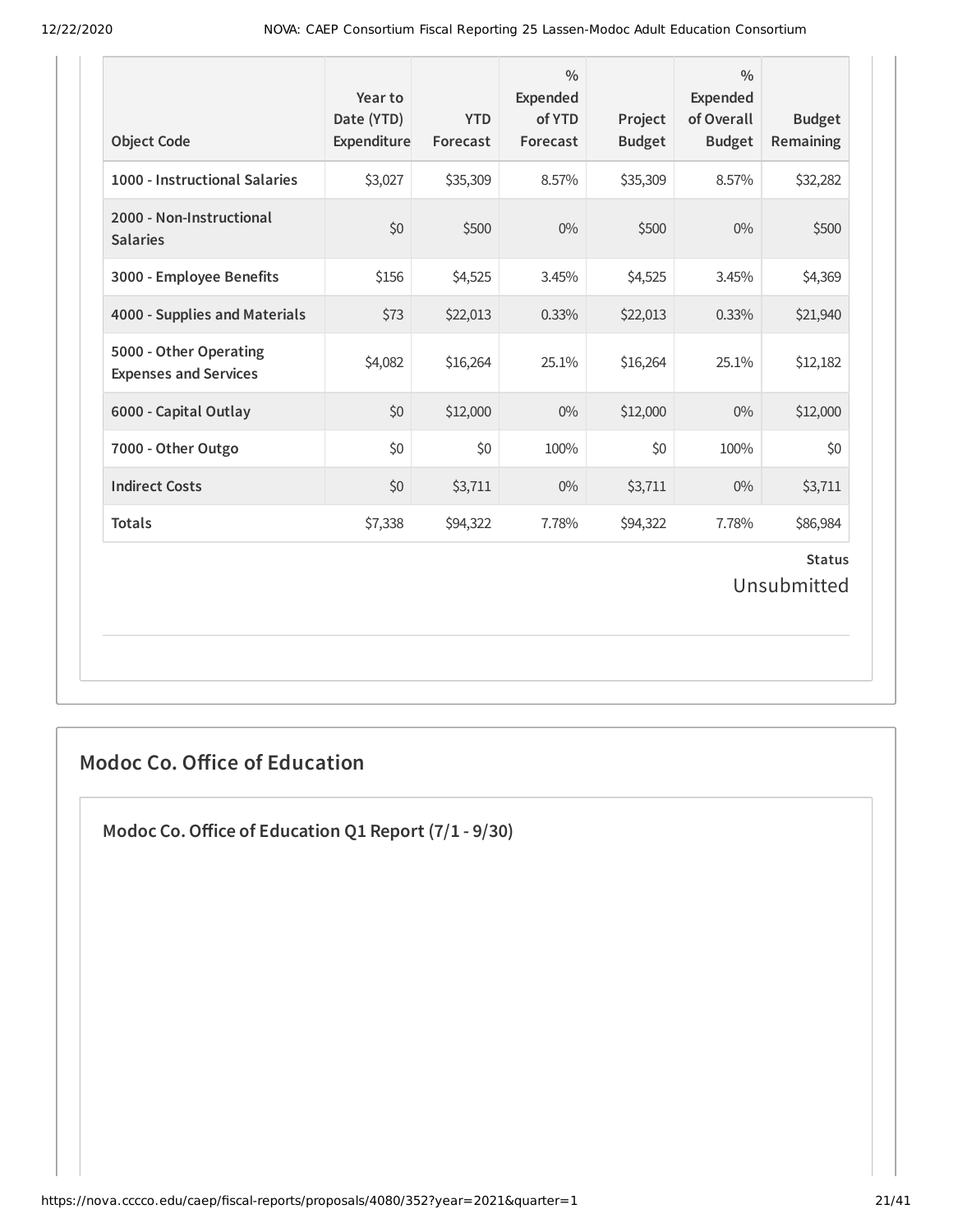| Object Code | Year to Date (YTD) Expenditure | YTD Forecast | % Expended of YTD Forecast | Project Budget | % Expended of Overall Budget | Budget Remaining |
|---|---|---|---|---|---|---|
| 1000 - Instructional Salaries | $3,027 | $35,309 | 8.57% | $35,309 | 8.57% | $32,282 |
| 2000 - Non-Instructional Salaries | $0 | $500 | 0% | $500 | 0% | $500 |
| 3000 - Employee Benefits | $156 | $4,525 | 3.45% | $4,525 | 3.45% | $4,369 |
| 4000 - Supplies and Materials | $73 | $22,013 | 0.33% | $22,013 | 0.33% | $21,940 |
| 5000 - Other Operating Expenses and Services | $4,082 | $16,264 | 25.1% | $16,264 | 25.1% | $12,182 |
| 6000 - Capital Outlay | $0 | $12,000 | 0% | $12,000 | 0% | $12,000 |
| 7000 - Other Outgo | $0 | $0 | 100% | $0 | 100% | $0 |
| Indirect Costs | $0 | $3,711 | 0% | $3,711 | 0% | $3,711 |
| Totals | $7,338 | $94,322 | 7.78% | $94,322 | 7.78% | $86,984 |

**Status**

Unsubmitted

## Modoc Co. Office of Education

### Modoc Co. Office of Education Q1 Report (7/1 - 9/30)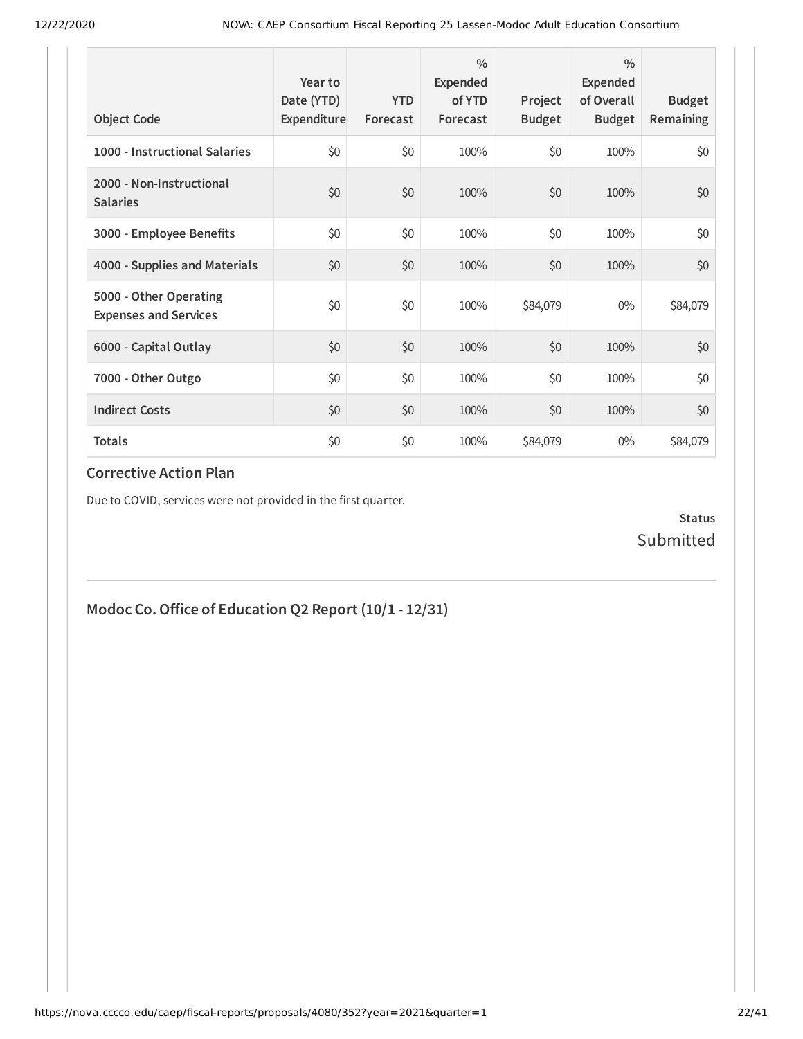| Object Code | Year to Date (YTD) Expenditure | YTD Forecast | % Expended of YTD Forecast | Project Budget | % Expended of Overall Budget | Budget Remaining |
|---|---|---|---|---|---|---|
| **1000 - Instructional Salaries** | $0 | $0 | 100% | $0 | 100% | $0 |
| **2000 - Non-Instructional Salaries** | $0 | $0 | 100% | $0 | 100% | $0 |
| **3000 - Employee Benefits** | $0 | $0 | 100% | $0 | 100% | $0 |
| **4000 - Supplies and Materials** | $0 | $0 | 100% | $0 | 100% | $0 |
| **5000 - Other Operating Expenses and Services** | $0 | $0 | 100% | $84,079 | 0% | $84,079 |
| **6000 - Capital Outlay** | $0 | $0 | 100% | $0 | 100% | $0 |
| **7000 - Other Outgo** | $0 | $0 | 100% | $0 | 100% | $0 |
| **Indirect Costs** | $0 | $0 | 100% | $0 | 100% | $0 |
| **Totals** | $0 | $0 | 100% | $84,079 | 0% | $84,079 |

### Corrective Action Plan

Due to COVID, services were not provided in the first quarter.

**Status**
Submitted

## Modoc Co. Office of Education Q2 Report (10/1 - 12/31)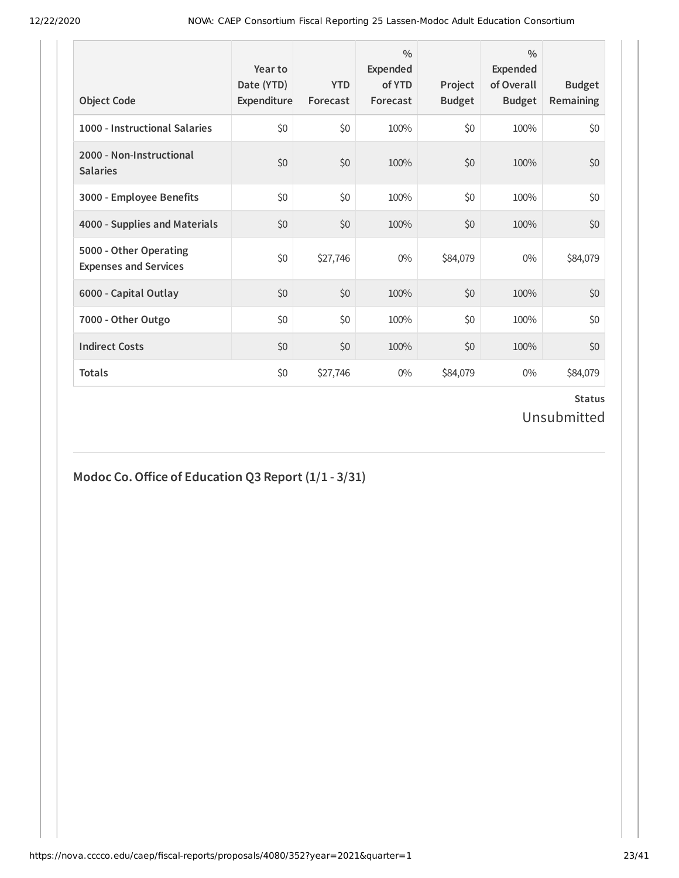| Object Code | Year to Date (YTD) Expenditure | YTD Forecast | % Expended of YTD Forecast | Project Budget | % Expended of Overall Budget | Budget Remaining |
|---|---|---|---|---|---|---|
| **1000 - Instructional Salaries** | $0 | $0 | 100% | $0 | 100% | $0 |
| **2000 - Non-Instructional Salaries** | $0 | $0 | 100% | $0 | 100% | $0 |
| **3000 - Employee Benefits** | $0 | $0 | 100% | $0 | 100% | $0 |
| **4000 - Supplies and Materials** | $0 | $0 | 100% | $0 | 100% | $0 |
| **5000 - Other Operating Expenses and Services** | $0 | $27,746 | 0% | $84,079 | 0% | $84,079 |
| **6000 - Capital Outlay** | $0 | $0 | 100% | $0 | 100% | $0 |
| **7000 - Other Outgo** | $0 | $0 | 100% | $0 | 100% | $0 |
| **Indirect Costs** | $0 | $0 | 100% | $0 | 100% | $0 |
| **Totals** | $0 | $27,746 | 0% | $84,079 | 0% | $84,079 |

**Status**

Unsubmitted

## Modoc Co. Office of Education Q3 Report (1/1 - 3/31)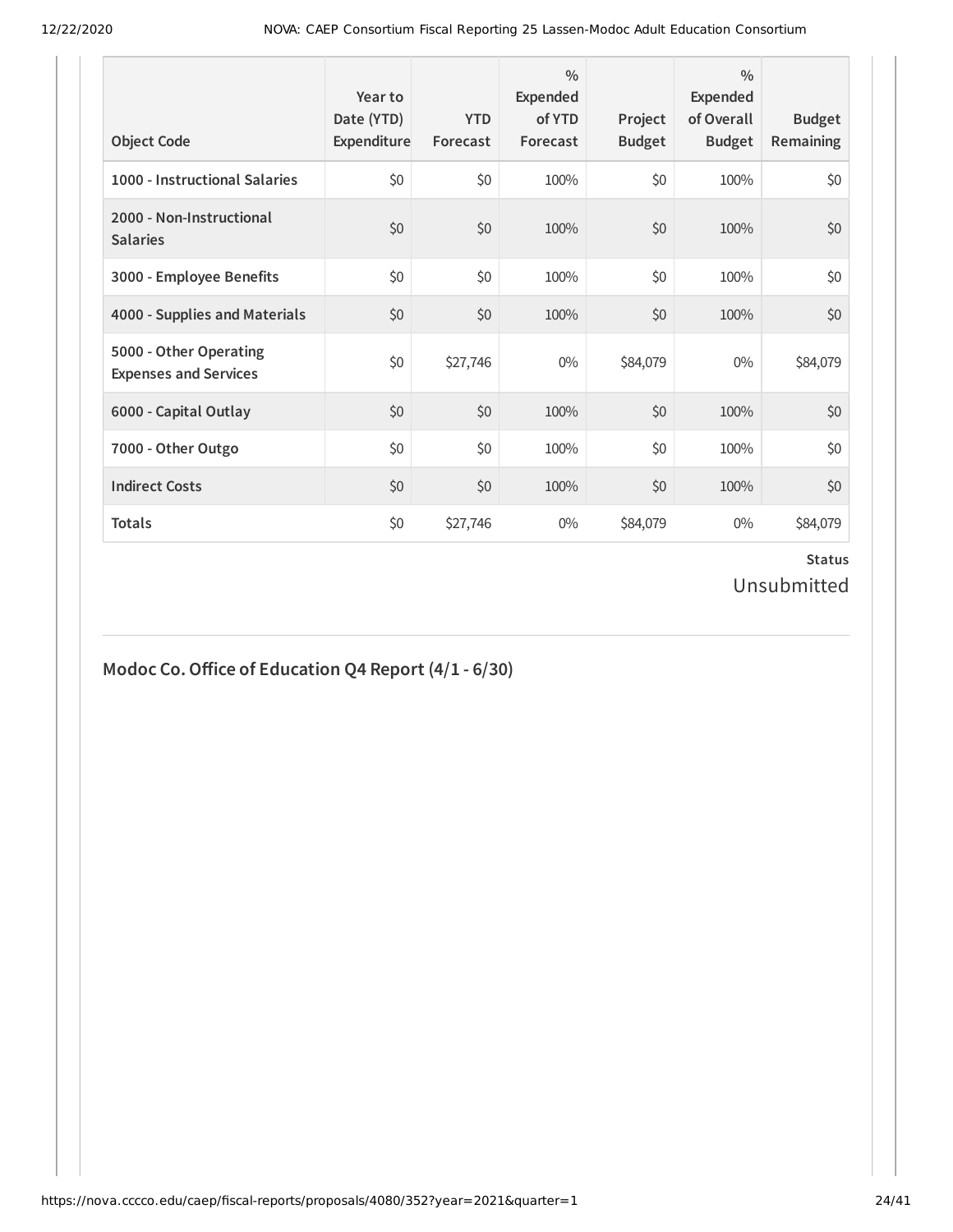| Object Code | Year to Date (YTD) Expenditure | YTD Forecast | % Expended of YTD Forecast | Project Budget | % Expended of Overall Budget | Budget Remaining |
| --- | --- | --- | --- | --- | --- | --- |
| 1000 - Instructional Salaries | $0 | $0 | 100% | $0 | 100% | $0 |
| 2000 - Non-Instructional Salaries | $0 | $0 | 100% | $0 | 100% | $0 |
| 3000 - Employee Benefits | $0 | $0 | 100% | $0 | 100% | $0 |
| 4000 - Supplies and Materials | $0 | $0 | 100% | $0 | 100% | $0 |
| 5000 - Other Operating Expenses and Services | $0 | $27,746 | 0% | $84,079 | 0% | $84,079 |
| 6000 - Capital Outlay | $0 | $0 | 100% | $0 | 100% | $0 |
| 7000 - Other Outgo | $0 | $0 | 100% | $0 | 100% | $0 |
| Indirect Costs | $0 | $0 | 100% | $0 | 100% | $0 |
| Totals | $0 | $27,746 | 0% | $84,079 | 0% | $84,079 |

**Status**

Unsubmitted

## Modoc Co. Office of Education Q4 Report (4/1 - 6/30)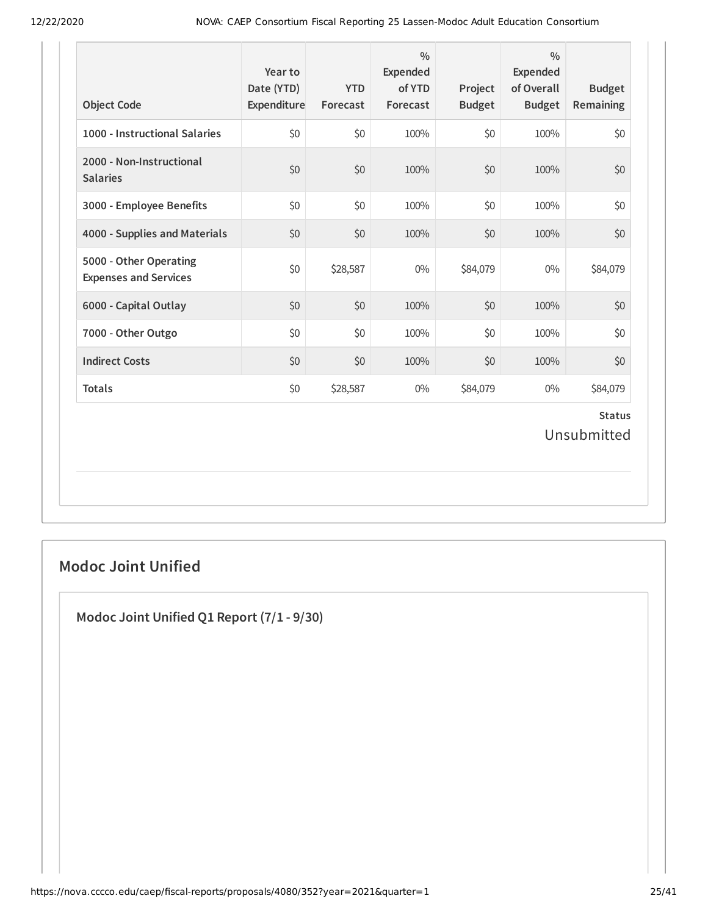| Object Code | Year to Date (YTD) Expenditure | YTD Forecast | % Expended of YTD Forecast | Project Budget | % Expended of Overall Budget | Budget Remaining |
|---|---|---|---|---|---|---|
| 1000 - Instructional Salaries | $0 | $0 | 100% | $0 | 100% | $0 |
| 2000 - Non-Instructional Salaries | $0 | $0 | 100% | $0 | 100% | $0 |
| 3000 - Employee Benefits | $0 | $0 | 100% | $0 | 100% | $0 |
| 4000 - Supplies and Materials | $0 | $0 | 100% | $0 | 100% | $0 |
| 5000 - Other Operating Expenses and Services | $0 | $28,587 | 0% | $84,079 | 0% | $84,079 |
| 6000 - Capital Outlay | $0 | $0 | 100% | $0 | 100% | $0 |
| 7000 - Other Outgo | $0 | $0 | 100% | $0 | 100% | $0 |
| Indirect Costs | $0 | $0 | 100% | $0 | 100% | $0 |
| Totals | $0 | $28,587 | 0% | $84,079 | 0% | $84,079 |

**Status**

Unsubmitted

## Modoc Joint Unified

### Modoc Joint Unified Q1 Report (7/1 - 9/30)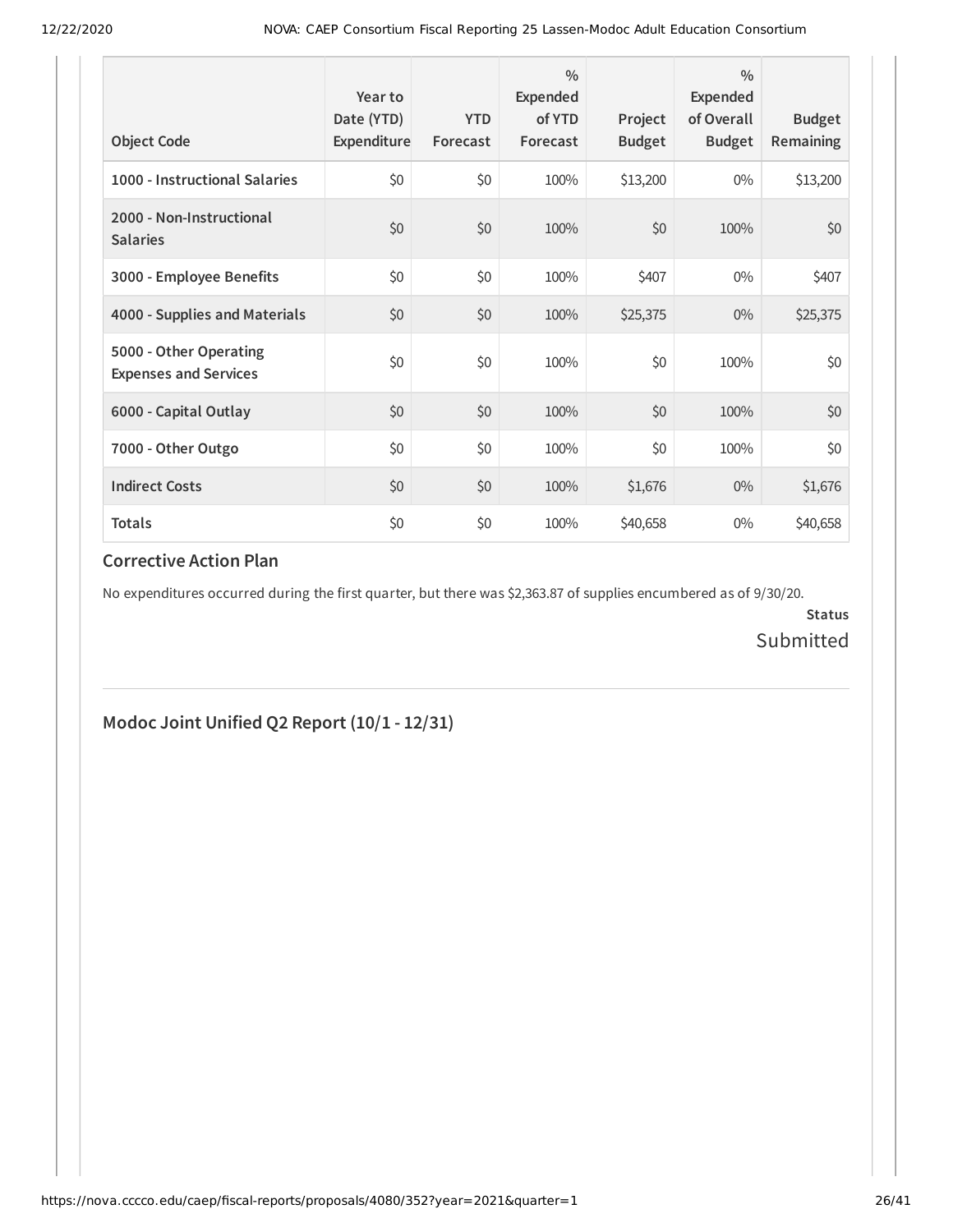| Object Code | Year to Date (YTD) Expenditure | YTD Forecast | % Expended of YTD Forecast | Project Budget | % Expended of Overall Budget | Budget Remaining |
|---|---|---|---|---|---|---|
| **1000 - Instructional Salaries** | $0 | $0 | 100% | $13,200 | 0% | $13,200 |
| **2000 - Non-Instructional Salaries** | $0 | $0 | 100% | $0 | 100% | $0 |
| **3000 - Employee Benefits** | $0 | $0 | 100% | $407 | 0% | $407 |
| **4000 - Supplies and Materials** | $0 | $0 | 100% | $25,375 | 0% | $25,375 |
| **5000 - Other Operating Expenses and Services** | $0 | $0 | 100% | $0 | 100% | $0 |
| **6000 - Capital Outlay** | $0 | $0 | 100% | $0 | 100% | $0 |
| **7000 - Other Outgo** | $0 | $0 | 100% | $0 | 100% | $0 |
| **Indirect Costs** | $0 | $0 | 100% | $1,676 | 0% | $1,676 |
| **Totals** | $0 | $0 | 100% | $40,658 | 0% | $40,658 |

### Corrective Action Plan

No expenditures occurred during the first quarter, but there was $2,363.87 of supplies encumbered as of 9/30/20.

**Status**

Submitted

## Modoc Joint Unified Q2 Report (10/1 - 12/31)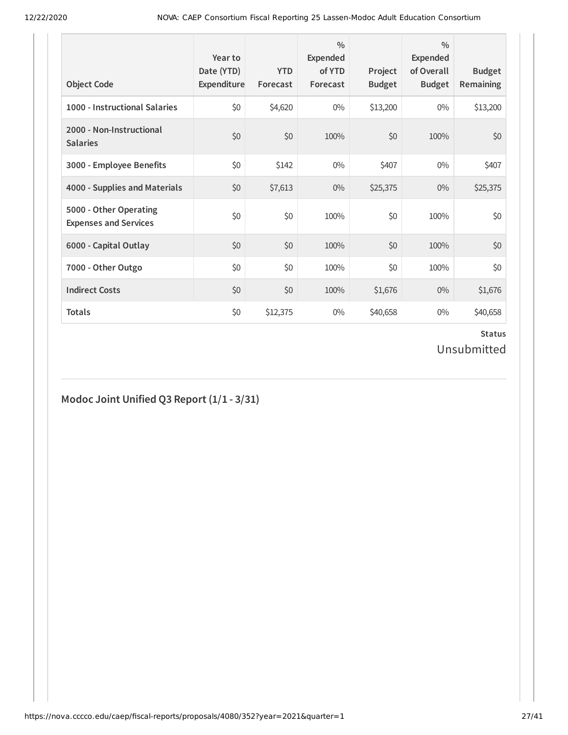| Object Code | Year to Date (YTD) Expenditure | YTD Forecast | % Expended of YTD Forecast | Project Budget | % Expended of Overall Budget | Budget Remaining |
|---|---|---|---|---|---|---|
| 1000 - Instructional Salaries | $0 | $4,620 | 0% | $13,200 | 0% | $13,200 |
| 2000 - Non-Instructional Salaries | $0 | $0 | 100% | $0 | 100% | $0 |
| 3000 - Employee Benefits | $0 | $142 | 0% | $407 | 0% | $407 |
| 4000 - Supplies and Materials | $0 | $7,613 | 0% | $25,375 | 0% | $25,375 |
| 5000 - Other Operating Expenses and Services | $0 | $0 | 100% | $0 | 100% | $0 |
| 6000 - Capital Outlay | $0 | $0 | 100% | $0 | 100% | $0 |
| 7000 - Other Outgo | $0 | $0 | 100% | $0 | 100% | $0 |
| Indirect Costs | $0 | $0 | 100% | $1,676 | 0% | $1,676 |
| Totals | $0 | $12,375 | 0% | $40,658 | 0% | $40,658 |

**Status**

Unsubmitted

## Modoc Joint Unified Q3 Report (1/1 - 3/31)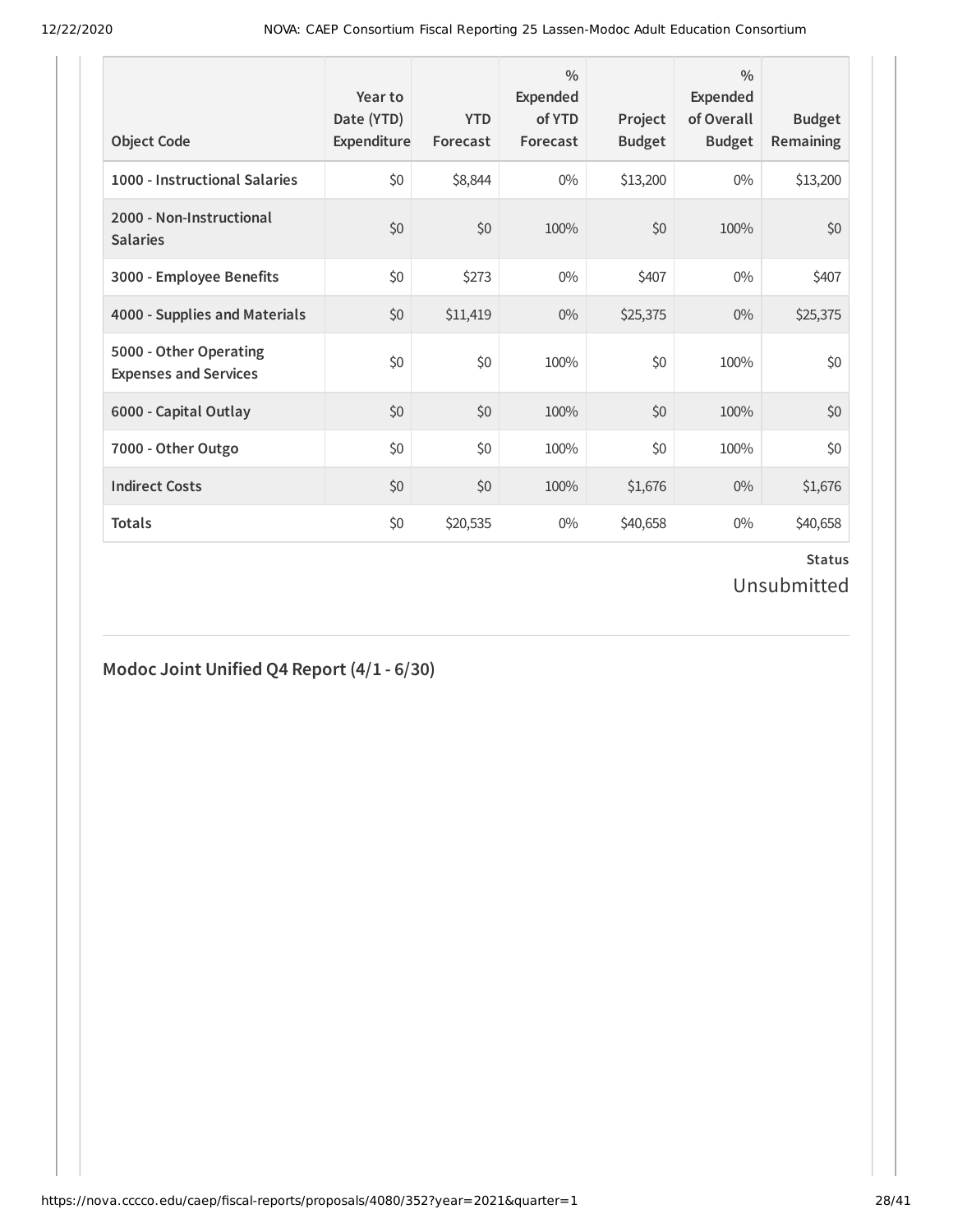| Object Code | Year to Date (YTD) Expenditure | YTD Forecast | % Expended of YTD Forecast | Project Budget | % Expended of Overall Budget | Budget Remaining |
|---|---|---|---|---|---|---|
| 1000 - Instructional Salaries | $0 | $8,844 | 0% | $13,200 | 0% | $13,200 |
| 2000 - Non-Instructional Salaries | $0 | $0 | 100% | $0 | 100% | $0 |
| 3000 - Employee Benefits | $0 | $273 | 0% | $407 | 0% | $407 |
| 4000 - Supplies and Materials | $0 | $11,419 | 0% | $25,375 | 0% | $25,375 |
| 5000 - Other Operating Expenses and Services | $0 | $0 | 100% | $0 | 100% | $0 |
| 6000 - Capital Outlay | $0 | $0 | 100% | $0 | 100% | $0 |
| 7000 - Other Outgo | $0 | $0 | 100% | $0 | 100% | $0 |
| Indirect Costs | $0 | $0 | 100% | $1,676 | 0% | $1,676 |
| Totals | $0 | $20,535 | 0% | $40,658 | 0% | $40,658 |

**Status**

Unsubmitted

## Modoc Joint Unified Q4 Report (4/1 - 6/30)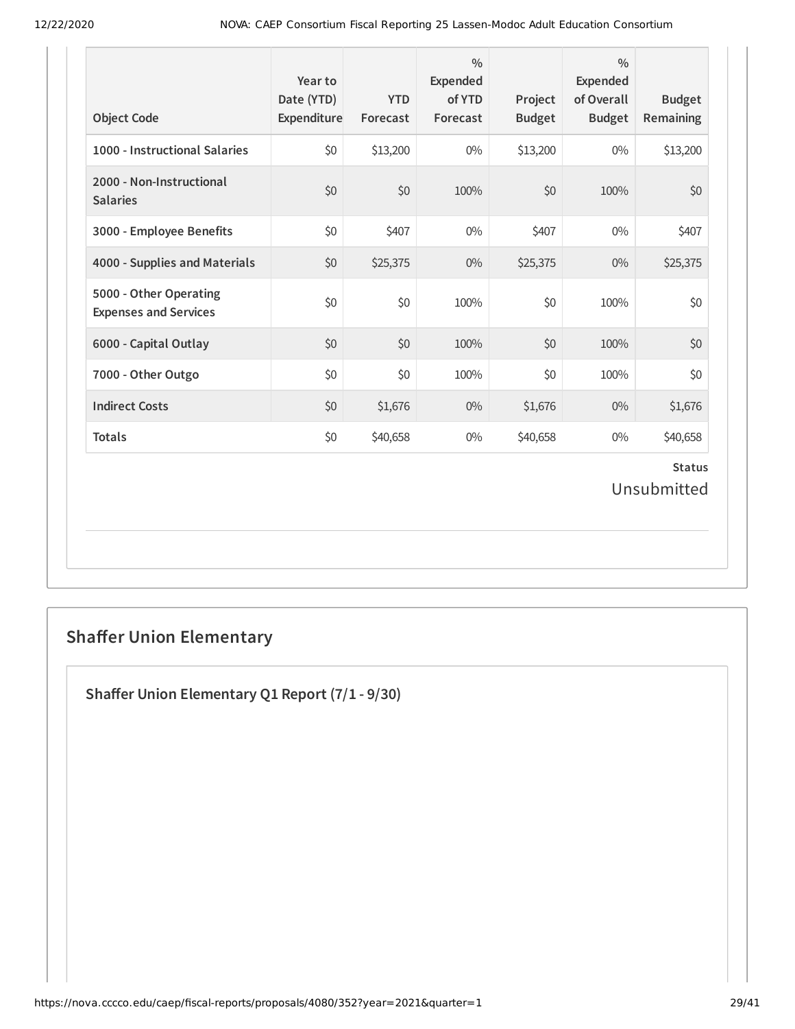| Object Code | Year to Date (YTD) Expenditure | YTD Forecast | % Expended of YTD Forecast | Project Budget | % Expended of Overall Budget | Budget Remaining |
|---|---|---|---|---|---|---|
| 1000 - Instructional Salaries | $0 | $13,200 | 0% | $13,200 | 0% | $13,200 |
| 2000 - Non-Instructional Salaries | $0 | $0 | 100% | $0 | 100% | $0 |
| 3000 - Employee Benefits | $0 | $407 | 0% | $407 | 0% | $407 |
| 4000 - Supplies and Materials | $0 | $25,375 | 0% | $25,375 | 0% | $25,375 |
| 5000 - Other Operating Expenses and Services | $0 | $0 | 100% | $0 | 100% | $0 |
| 6000 - Capital Outlay | $0 | $0 | 100% | $0 | 100% | $0 |
| 7000 - Other Outgo | $0 | $0 | 100% | $0 | 100% | $0 |
| Indirect Costs | $0 | $1,676 | 0% | $1,676 | 0% | $1,676 |
| Totals | $0 | $40,658 | 0% | $40,658 | 0% | $40,658 |

**Status**

Unsubmitted

## Shaffer Union Elementary

### Shaffer Union Elementary Q1 Report (7/1 - 9/30)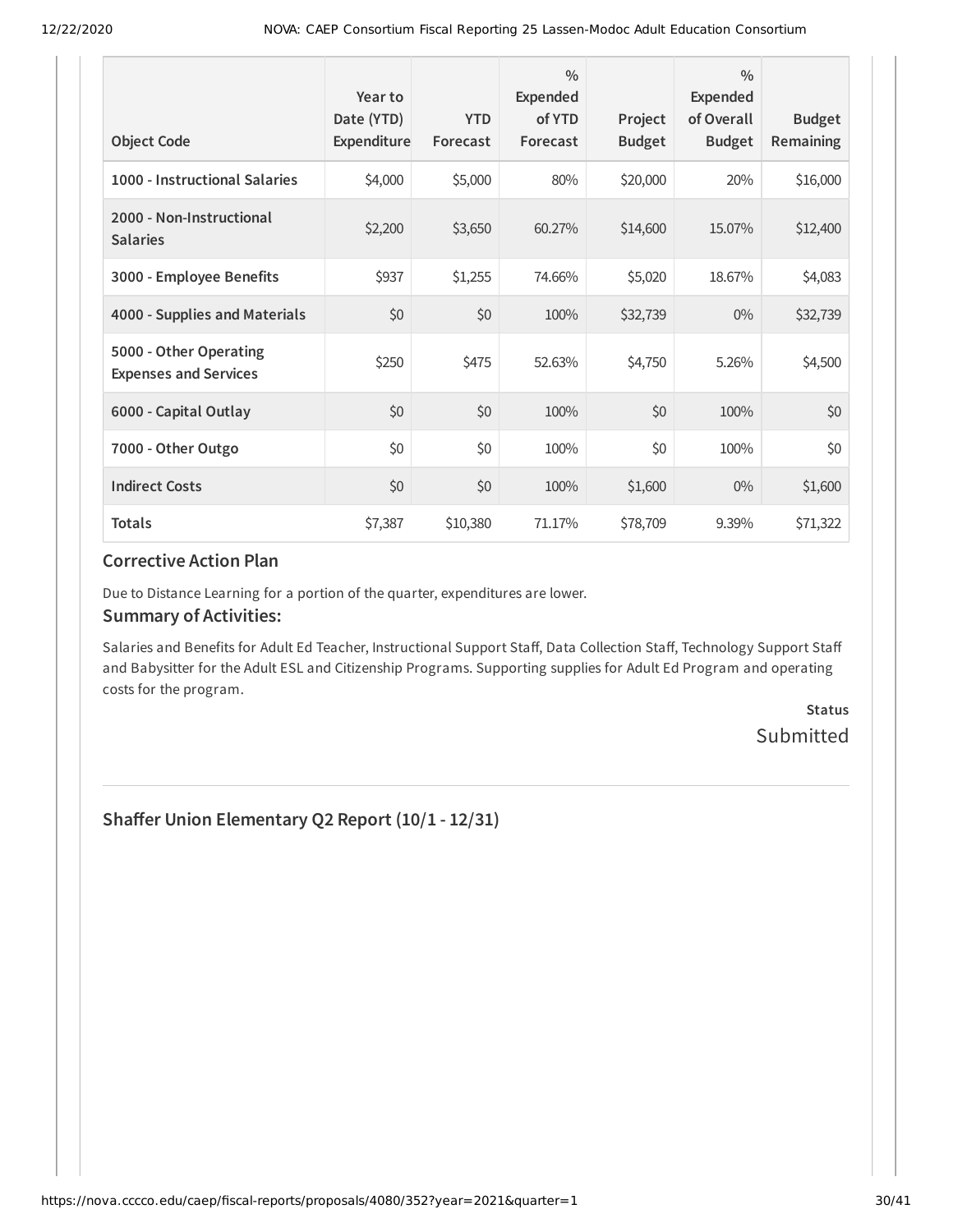| Object Code | Year to Date (YTD) Expenditure | YTD Forecast | % Expended of YTD Forecast | Project Budget | % Expended of Overall Budget | Budget Remaining |
|---|---|---|---|---|---|---|
| 1000 - Instructional Salaries | $4,000 | $5,000 | 80% | $20,000 | 20% | $16,000 |
| 2000 - Non-Instructional Salaries | $2,200 | $3,650 | 60.27% | $14,600 | 15.07% | $12,400 |
| 3000 - Employee Benefits | $937 | $1,255 | 74.66% | $5,020 | 18.67% | $4,083 |
| 4000 - Supplies and Materials | $0 | $0 | 100% | $32,739 | 0% | $32,739 |
| 5000 - Other Operating Expenses and Services | $250 | $475 | 52.63% | $4,750 | 5.26% | $4,500 |
| 6000 - Capital Outlay | $0 | $0 | 100% | $0 | 100% | $0 |
| 7000 - Other Outgo | $0 | $0 | 100% | $0 | 100% | $0 |
| Indirect Costs | $0 | $0 | 100% | $1,600 | 0% | $1,600 |
| **Totals** | $7,387 | $10,380 | 71.17% | $78,709 | 9.39% | $71,322 |

### Corrective Action Plan

Due to Distance Learning for a portion of the quarter, expenditures are lower.

### Summary of Activities:

Salaries and Benefits for Adult Ed Teacher, Instructional Support Staff, Data Collection Staff, Technology Support Staff and Babysitter for the Adult ESL and Citizenship Programs. Supporting supplies for Adult Ed Program and operating costs for the program.

**Status**

Submitted

## Shaffer Union Elementary Q2 Report (10/1 - 12/31)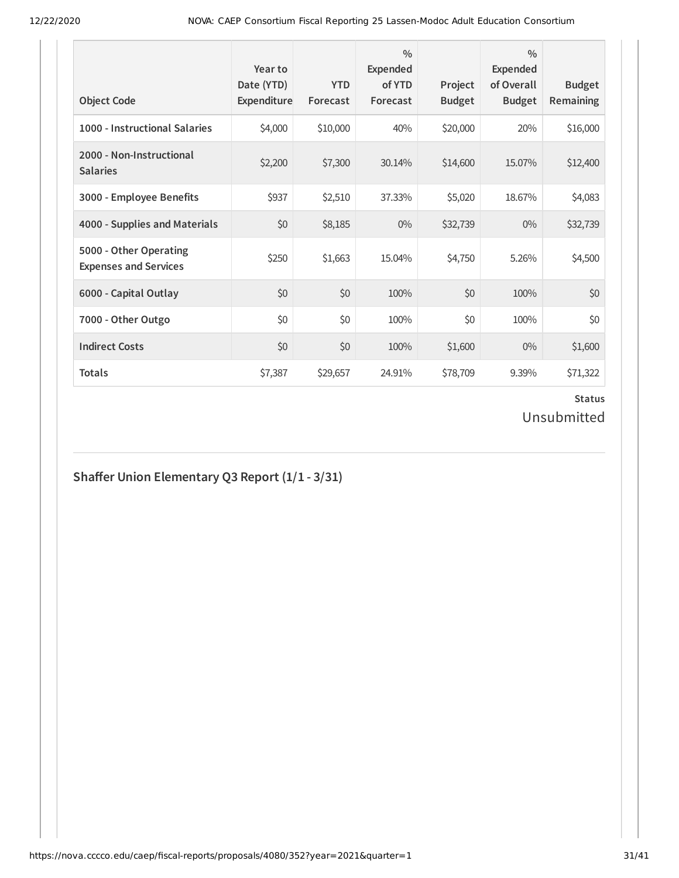| Object Code | Year to Date (YTD) Expenditure | YTD Forecast | % Expended of YTD Forecast | Project Budget | % Expended of Overall Budget | Budget Remaining |
|---|---|---|---|---|---|---|
| **1000 - Instructional Salaries** | $4,000 | $10,000 | 40% | $20,000 | 20% | $16,000 |
| **2000 - Non-Instructional Salaries** | $2,200 | $7,300 | 30.14% | $14,600 | 15.07% | $12,400 |
| **3000 - Employee Benefits** | $937 | $2,510 | 37.33% | $5,020 | 18.67% | $4,083 |
| **4000 - Supplies and Materials** | $0 | $8,185 | 0% | $32,739 | 0% | $32,739 |
| **5000 - Other Operating Expenses and Services** | $250 | $1,663 | 15.04% | $4,750 | 5.26% | $4,500 |
| **6000 - Capital Outlay** | $0 | $0 | 100% | $0 | 100% | $0 |
| **7000 - Other Outgo** | $0 | $0 | 100% | $0 | 100% | $0 |
| **Indirect Costs** | $0 | $0 | 100% | $1,600 | 0% | $1,600 |
| **Totals** | $7,387 | $29,657 | 24.91% | $78,709 | 9.39% | $71,322 |

**Status**

Unsubmitted

---

## Shaffer Union Elementary Q3 Report (1/1 - 3/31)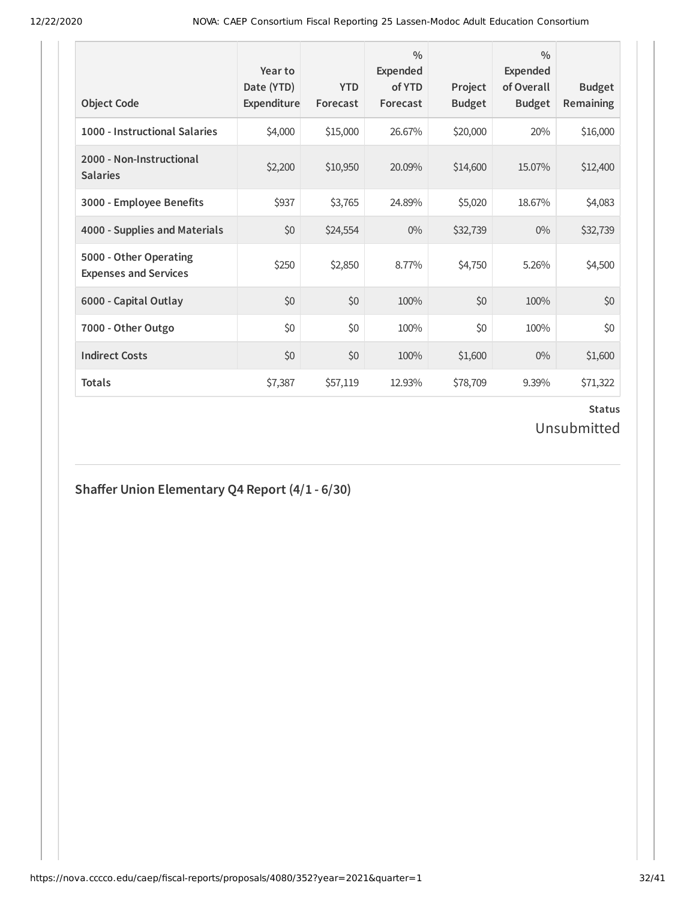| Object Code | Year to Date (YTD) Expenditure | YTD Forecast | % Expended of YTD Forecast | Project Budget | % Expended of Overall Budget | Budget Remaining |
|---|---|---|---|---|---|---|
| 1000 - Instructional Salaries | $4,000 | $15,000 | 26.67% | $20,000 | 20% | $16,000 |
| 2000 - Non-Instructional Salaries | $2,200 | $10,950 | 20.09% | $14,600 | 15.07% | $12,400 |
| 3000 - Employee Benefits | $937 | $3,765 | 24.89% | $5,020 | 18.67% | $4,083 |
| 4000 - Supplies and Materials | $0 | $24,554 | 0% | $32,739 | 0% | $32,739 |
| 5000 - Other Operating Expenses and Services | $250 | $2,850 | 8.77% | $4,750 | 5.26% | $4,500 |
| 6000 - Capital Outlay | $0 | $0 | 100% | $0 | 100% | $0 |
| 7000 - Other Outgo | $0 | $0 | 100% | $0 | 100% | $0 |
| Indirect Costs | $0 | $0 | 100% | $1,600 | 0% | $1,600 |
| **Totals** | $7,387 | $57,119 | 12.93% | $78,709 | 9.39% | $71,322 |

**Status**
Unsubmitted

## Shaffer Union Elementary Q4 Report (4/1 - 6/30)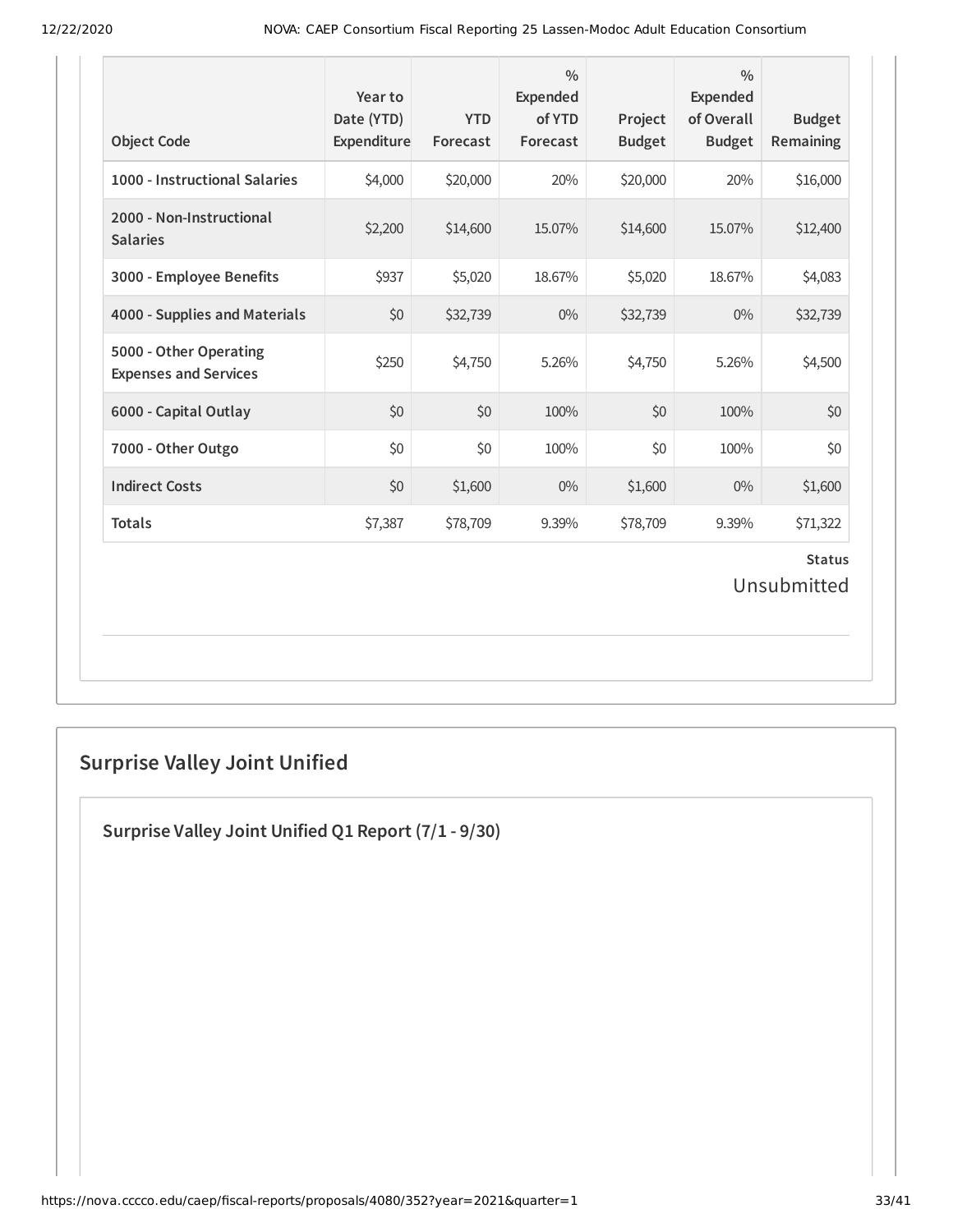| Object Code | Year to Date (YTD) Expenditure | YTD Forecast | % Expended of YTD Forecast | Project Budget | % Expended of Overall Budget | Budget Remaining |
|---|---|---|---|---|---|---|
| **1000 - Instructional Salaries** | $4,000 | $20,000 | 20% | $20,000 | 20% | $16,000 |
| **2000 - Non-Instructional Salaries** | $2,200 | $14,600 | 15.07% | $14,600 | 15.07% | $12,400 |
| **3000 - Employee Benefits** | $937 | $5,020 | 18.67% | $5,020 | 18.67% | $4,083 |
| **4000 - Supplies and Materials** | $0 | $32,739 | 0% | $32,739 | 0% | $32,739 |
| **5000 - Other Operating Expenses and Services** | $250 | $4,750 | 5.26% | $4,750 | 5.26% | $4,500 |
| **6000 - Capital Outlay** | $0 | $0 | 100% | $0 | 100% | $0 |
| **7000 - Other Outgo** | $0 | $0 | 100% | $0 | 100% | $0 |
| **Indirect Costs** | $0 | $1,600 | 0% | $1,600 | 0% | $1,600 |
| **Totals** | $7,387 | $78,709 | 9.39% | $78,709 | 9.39% | $71,322 |

**Status**

Unsubmitted

## Surprise Valley Joint Unified

### Surprise Valley Joint Unified Q1 Report (7/1 - 9/30)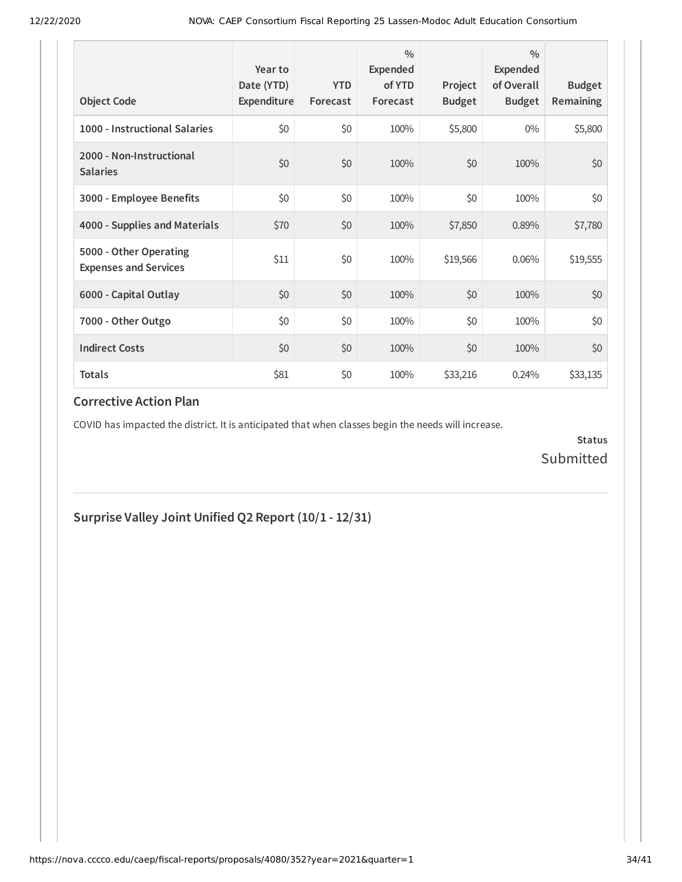| Object Code | Year to Date (YTD) Expenditure | YTD Forecast | % Expended of YTD Forecast | Project Budget | % Expended of Overall Budget | Budget Remaining |
|---|---|---|---|---|---|---|
| **1000 - Instructional Salaries** | $0 | $0 | 100% | $5,800 | 0% | $5,800 |
| **2000 - Non-Instructional Salaries** | $0 | $0 | 100% | $0 | 100% | $0 |
| **3000 - Employee Benefits** | $0 | $0 | 100% | $0 | 100% | $0 |
| **4000 - Supplies and Materials** | $70 | $0 | 100% | $7,850 | 0.89% | $7,780 |
| **5000 - Other Operating Expenses and Services** | $11 | $0 | 100% | $19,566 | 0.06% | $19,555 |
| **6000 - Capital Outlay** | $0 | $0 | 100% | $0 | 100% | $0 |
| **7000 - Other Outgo** | $0 | $0 | 100% | $0 | 100% | $0 |
| **Indirect Costs** | $0 | $0 | 100% | $0 | 100% | $0 |
| **Totals** | $81 | $0 | 100% | $33,216 | 0.24% | $33,135 |

### Corrective Action Plan

COVID has impacted the district. It is anticipated that when classes begin the needs will increase.

**Status**
Submitted

---

## Surprise Valley Joint Unified Q2 Report (10/1 - 12/31)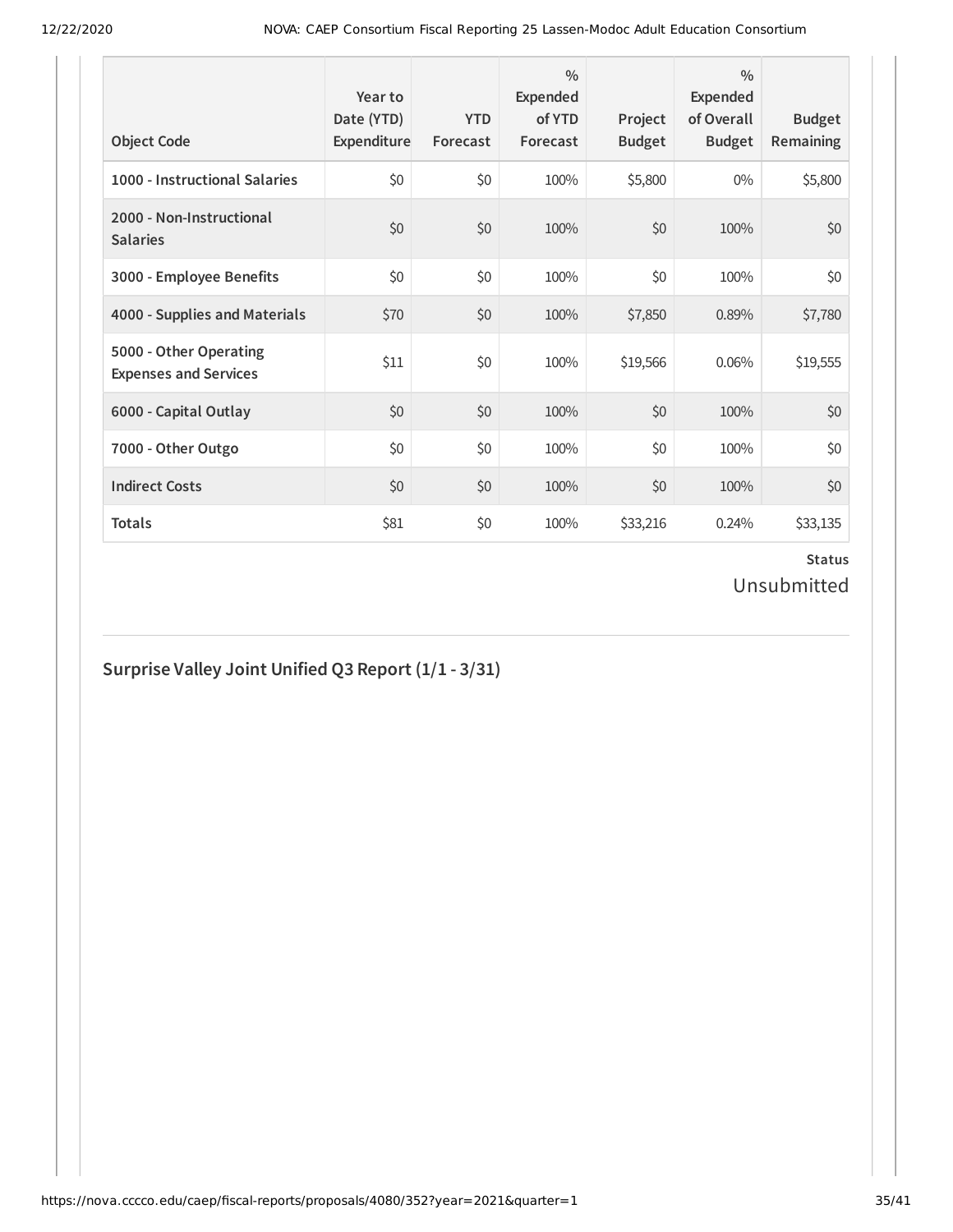| Object Code | Year to Date (YTD) Expenditure | YTD Forecast | % Expended of YTD Forecast | Project Budget | % Expended of Overall Budget | Budget Remaining |
|---|---|---|---|---|---|---|
| 1000 - Instructional Salaries | $0 | $0 | 100% | $5,800 | 0% | $5,800 |
| 2000 - Non-Instructional Salaries | $0 | $0 | 100% | $0 | 100% | $0 |
| 3000 - Employee Benefits | $0 | $0 | 100% | $0 | 100% | $0 |
| 4000 - Supplies and Materials | $70 | $0 | 100% | $7,850 | 0.89% | $7,780 |
| 5000 - Other Operating Expenses and Services | $11 | $0 | 100% | $19,566 | 0.06% | $19,555 |
| 6000 - Capital Outlay | $0 | $0 | 100% | $0 | 100% | $0 |
| 7000 - Other Outgo | $0 | $0 | 100% | $0 | 100% | $0 |
| Indirect Costs | $0 | $0 | 100% | $0 | 100% | $0 |
| Totals | $81 | $0 | 100% | $33,216 | 0.24% | $33,135 |

**Status**

Unsubmitted

## Surprise Valley Joint Unified Q3 Report (1/1 - 3/31)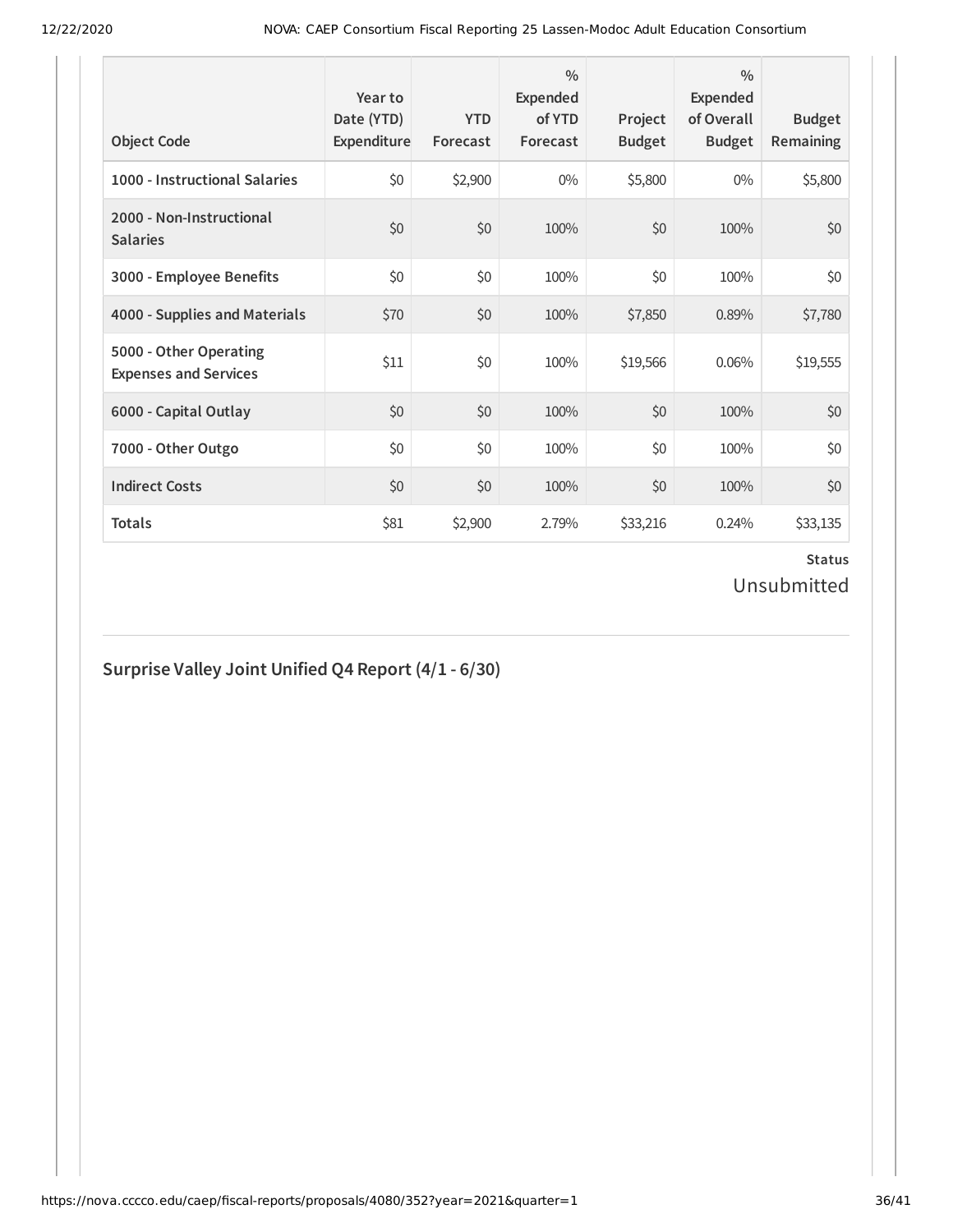| Object Code | Year to Date (YTD) Expenditure | YTD Forecast | % Expended of YTD Forecast | Project Budget | % Expended of Overall Budget | Budget Remaining |
|---|---|---|---|---|---|---|
| 1000 - Instructional Salaries | $0 | $2,900 | 0% | $5,800 | 0% | $5,800 |
| 2000 - Non-Instructional Salaries | $0 | $0 | 100% | $0 | 100% | $0 |
| 3000 - Employee Benefits | $0 | $0 | 100% | $0 | 100% | $0 |
| 4000 - Supplies and Materials | $70 | $0 | 100% | $7,850 | 0.89% | $7,780 |
| 5000 - Other Operating Expenses and Services | $11 | $0 | 100% | $19,566 | 0.06% | $19,555 |
| 6000 - Capital Outlay | $0 | $0 | 100% | $0 | 100% | $0 |
| 7000 - Other Outgo | $0 | $0 | 100% | $0 | 100% | $0 |
| Indirect Costs | $0 | $0 | 100% | $0 | 100% | $0 |
| **Totals** | $81 | $2,900 | 2.79% | $33,216 | 0.24% | $33,135 |

**Status**

Unsubmitted

## Surprise Valley Joint Unified Q4 Report (4/1 - 6/30)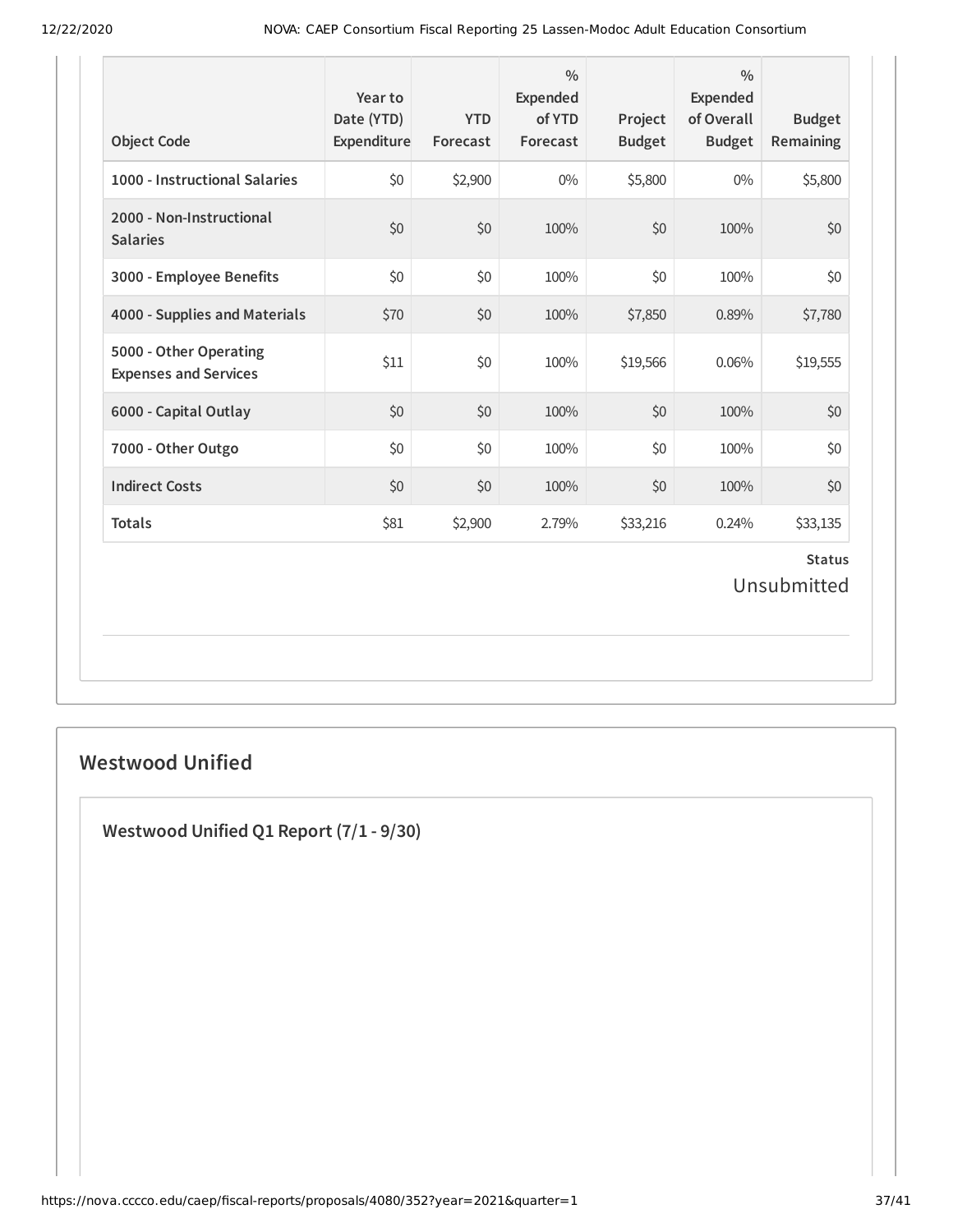| Object Code | Year to Date (YTD) Expenditure | YTD Forecast | % Expended of YTD Forecast | Project Budget | % Expended of Overall Budget | Budget Remaining |
|---|---|---|---|---|---|---|
| 1000 - Instructional Salaries | $0 | $2,900 | 0% | $5,800 | 0% | $5,800 |
| 2000 - Non-Instructional Salaries | $0 | $0 | 100% | $0 | 100% | $0 |
| 3000 - Employee Benefits | $0 | $0 | 100% | $0 | 100% | $0 |
| 4000 - Supplies and Materials | $70 | $0 | 100% | $7,850 | 0.89% | $7,780 |
| 5000 - Other Operating Expenses and Services | $11 | $0 | 100% | $19,566 | 0.06% | $19,555 |
| 6000 - Capital Outlay | $0 | $0 | 100% | $0 | 100% | $0 |
| 7000 - Other Outgo | $0 | $0 | 100% | $0 | 100% | $0 |
| Indirect Costs | $0 | $0 | 100% | $0 | 100% | $0 |
| Totals | $81 | $2,900 | 2.79% | $33,216 | 0.24% | $33,135 |

**Status**

Unsubmitted

## Westwood Unified

### Westwood Unified Q1 Report (7/1 - 9/30)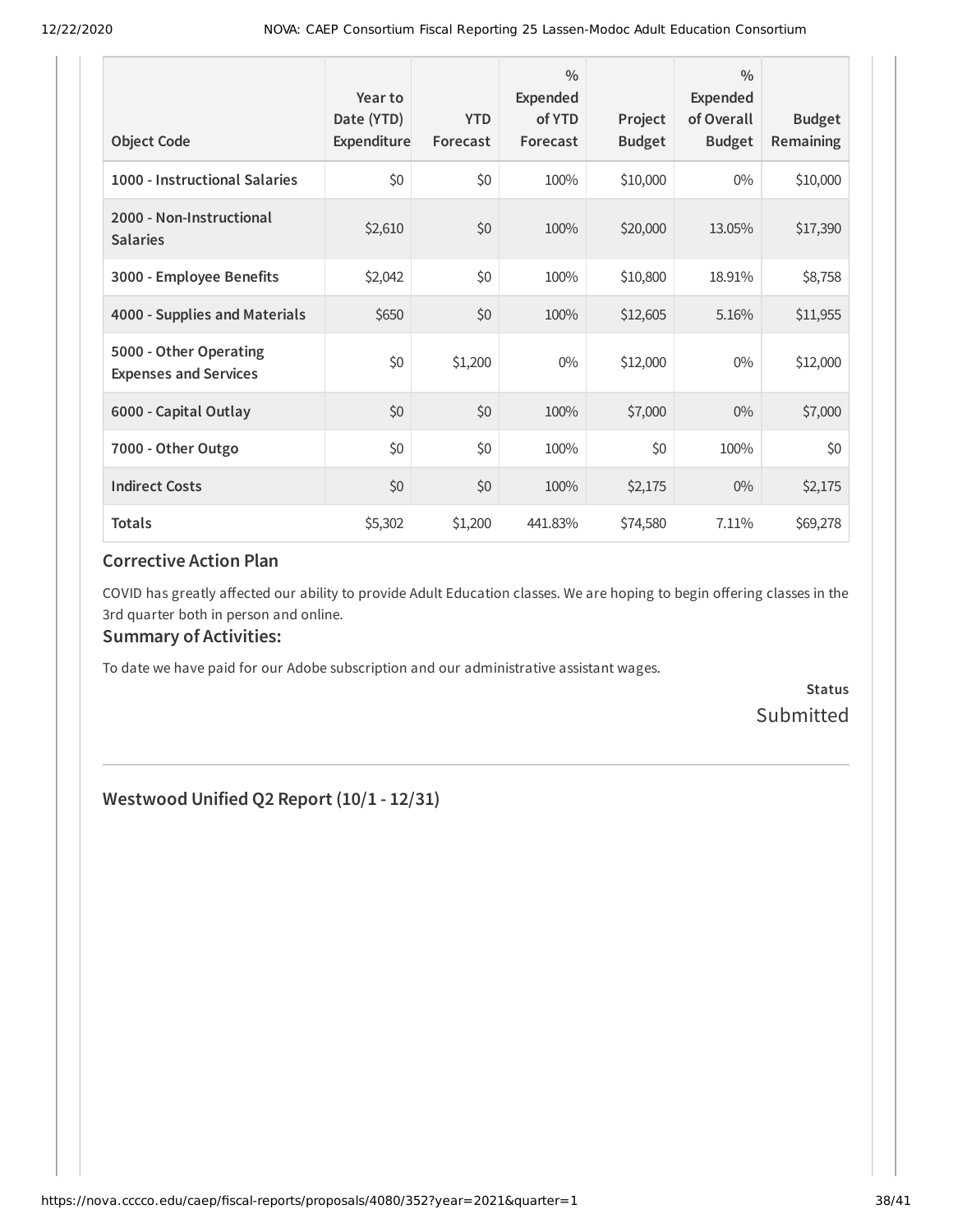| Object Code | Year to Date (YTD) Expenditure | YTD Forecast | % Expended of YTD Forecast | Project Budget | % Expended of Overall Budget | Budget Remaining |
|---|---|---|---|---|---|---|
| **1000 - Instructional Salaries** | $0 | $0 | 100% | $10,000 | 0% | $10,000 |
| **2000 - Non-Instructional Salaries** | $2,610 | $0 | 100% | $20,000 | 13.05% | $17,390 |
| **3000 - Employee Benefits** | $2,042 | $0 | 100% | $10,800 | 18.91% | $8,758 |
| **4000 - Supplies and Materials** | $650 | $0 | 100% | $12,605 | 5.16% | $11,955 |
| **5000 - Other Operating Expenses and Services** | $0 | $1,200 | 0% | $12,000 | 0% | $12,000 |
| **6000 - Capital Outlay** | $0 | $0 | 100% | $7,000 | 0% | $7,000 |
| **7000 - Other Outgo** | $0 | $0 | 100% | $0 | 100% | $0 |
| **Indirect Costs** | $0 | $0 | 100% | $2,175 | 0% | $2,175 |
| **Totals** | $5,302 | $1,200 | 441.83% | $74,580 | 7.11% | $69,278 |

### Corrective Action Plan

COVID has greatly affected our ability to provide Adult Education classes. We are hoping to begin offering classes in the 3rd quarter both in person and online.

### Summary of Activities:

To date we have paid for our Adobe subscription and our administrative assistant wages.

**Status**

Submitted

---

### Westwood Unified Q2 Report (10/1 - 12/31)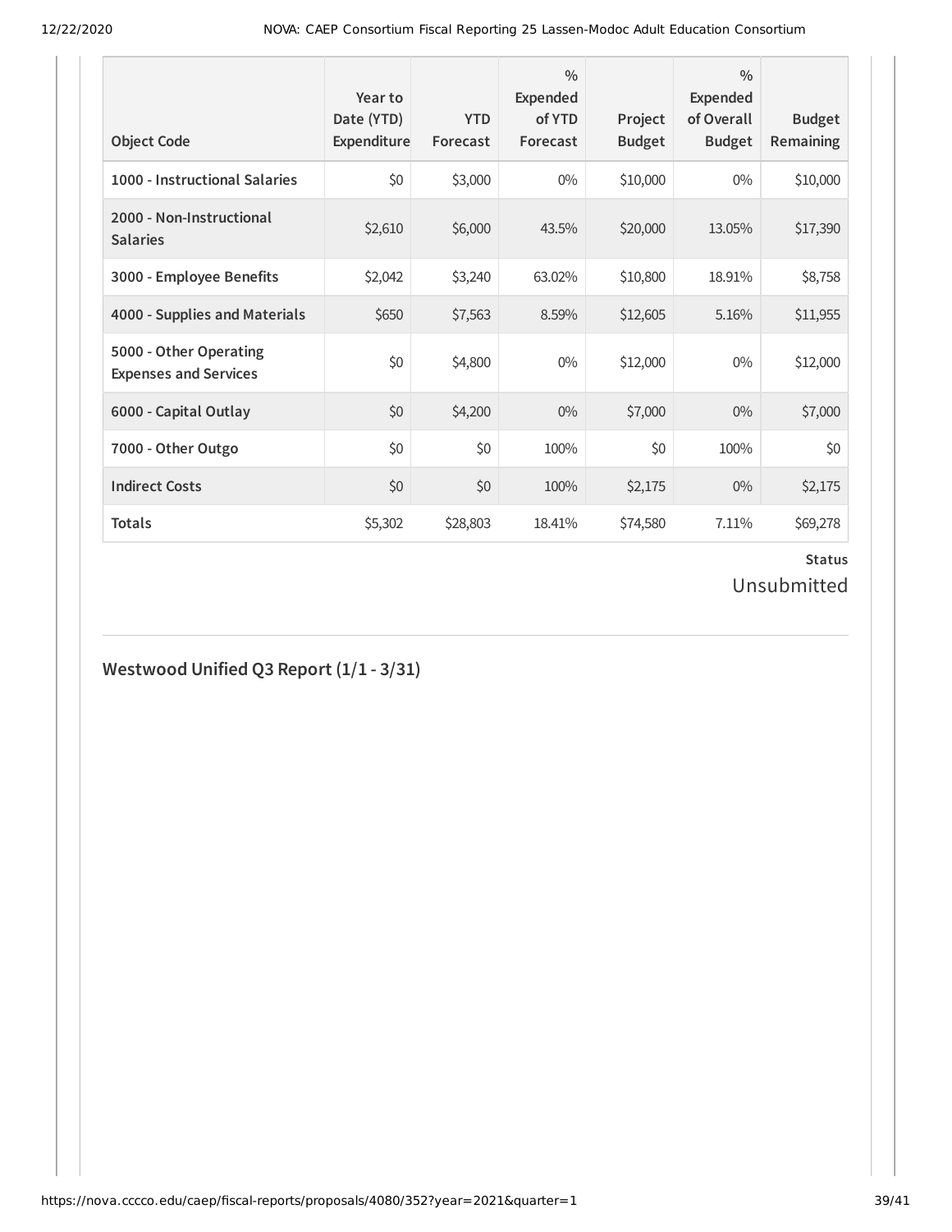| Object Code | Year to Date (YTD) Expenditure | YTD Forecast | % Expended of YTD Forecast | Project Budget | % Expended of Overall Budget | Budget Remaining |
|---|---|---|---|---|---|---|
| 1000 - Instructional Salaries | $0 | $3,000 | 0% | $10,000 | 0% | $10,000 |
| 2000 - Non-Instructional Salaries | $2,610 | $6,000 | 43.5% | $20,000 | 13.05% | $17,390 |
| 3000 - Employee Benefits | $2,042 | $3,240 | 63.02% | $10,800 | 18.91% | $8,758 |
| 4000 - Supplies and Materials | $650 | $7,563 | 8.59% | $12,605 | 5.16% | $11,955 |
| 5000 - Other Operating Expenses and Services | $0 | $4,800 | 0% | $12,000 | 0% | $12,000 |
| 6000 - Capital Outlay | $0 | $4,200 | 0% | $7,000 | 0% | $7,000 |
| 7000 - Other Outgo | $0 | $0 | 100% | $0 | 100% | $0 |
| Indirect Costs | $0 | $0 | 100% | $2,175 | 0% | $2,175 |
| **Totals** | $5,302 | $28,803 | 18.41% | $74,580 | 7.11% | $69,278 |

**Status**

Unsubmitted

## Westwood Unified Q3 Report (1/1 - 3/31)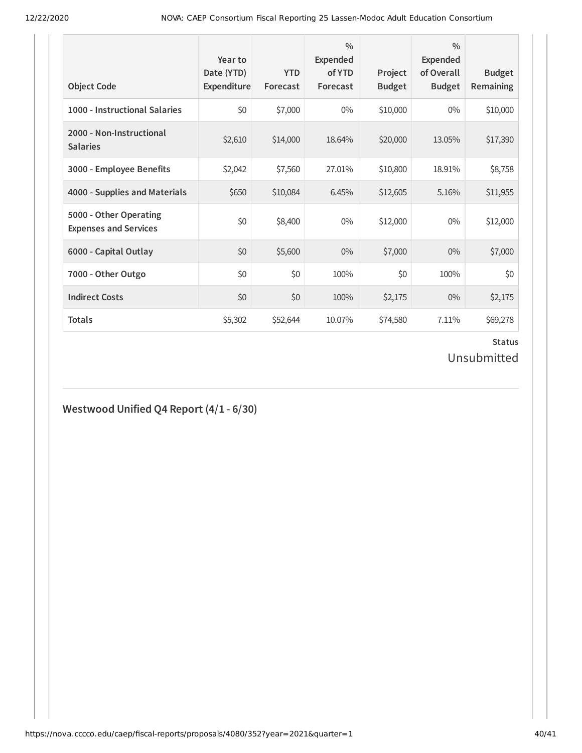| Object Code | Year to Date (YTD) Expenditure | YTD Forecast | % Expended of YTD Forecast | Project Budget | % Expended of Overall Budget | Budget Remaining |
|---|---|---|---|---|---|---|
| 1000 - Instructional Salaries | $0 | $7,000 | 0% | $10,000 | 0% | $10,000 |
| 2000 - Non-Instructional Salaries | $2,610 | $14,000 | 18.64% | $20,000 | 13.05% | $17,390 |
| 3000 - Employee Benefits | $2,042 | $7,560 | 27.01% | $10,800 | 18.91% | $8,758 |
| 4000 - Supplies and Materials | $650 | $10,084 | 6.45% | $12,605 | 5.16% | $11,955 |
| 5000 - Other Operating Expenses and Services | $0 | $8,400 | 0% | $12,000 | 0% | $12,000 |
| 6000 - Capital Outlay | $0 | $5,600 | 0% | $7,000 | 0% | $7,000 |
| 7000 - Other Outgo | $0 | $0 | 100% | $0 | 100% | $0 |
| Indirect Costs | $0 | $0 | 100% | $2,175 | 0% | $2,175 |
| Totals | $5,302 | $52,644 | 10.07% | $74,580 | 7.11% | $69,278 |

**Status**

Unsubmitted

## Westwood Unified Q4 Report (4/1 - 6/30)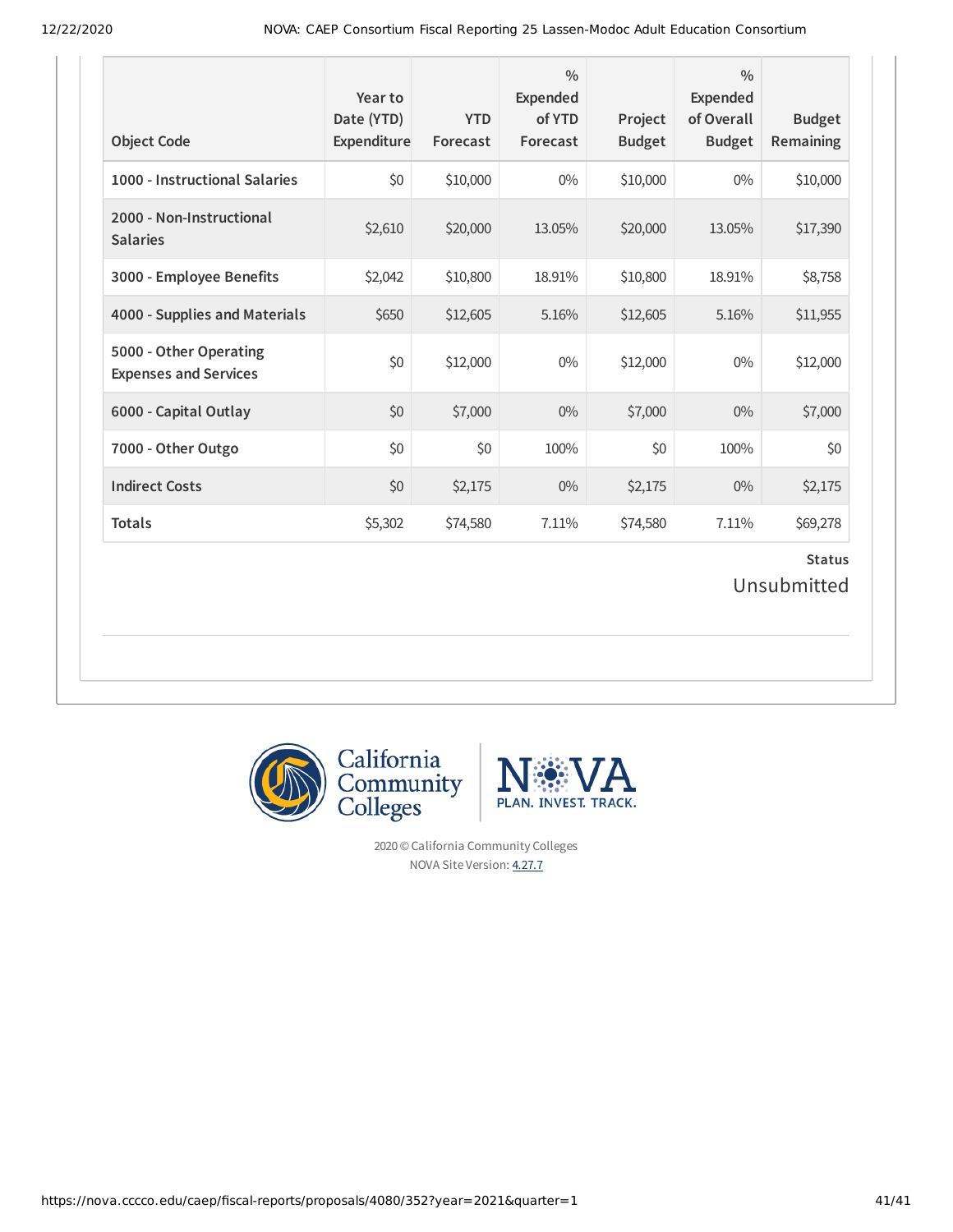| Object Code | Year to Date (YTD) Expenditure | YTD Forecast | % Expended of YTD Forecast | Project Budget | % Expended of Overall Budget | Budget Remaining |
|---|---|---|---|---|---|---|
| 1000 - Instructional Salaries | $0 | $10,000 | 0% | $10,000 | 0% | $10,000 |
| 2000 - Non-Instructional Salaries | $2,610 | $20,000 | 13.05% | $20,000 | 13.05% | $17,390 |
| 3000 - Employee Benefits | $2,042 | $10,800 | 18.91% | $10,800 | 18.91% | $8,758 |
| 4000 - Supplies and Materials | $650 | $12,605 | 5.16% | $12,605 | 5.16% | $11,955 |
| 5000 - Other Operating Expenses and Services | $0 | $12,000 | 0% | $12,000 | 0% | $12,000 |
| 6000 - Capital Outlay | $0 | $7,000 | 0% | $7,000 | 0% | $7,000 |
| 7000 - Other Outgo | $0 | $0 | 100% | $0 | 100% | $0 |
| Indirect Costs | $0 | $2,175 | 0% | $2,175 | 0% | $2,175 |
| Totals | $5,302 | $74,580 | 7.11% | $74,580 | 7.11% | $69,278 |

**Status**

Unsubmitted

California Community Colleges | NOVA PLAN. INVEST. TRACK.

2020 © California Community Colleges
NOVA Site Version: 4.27.7